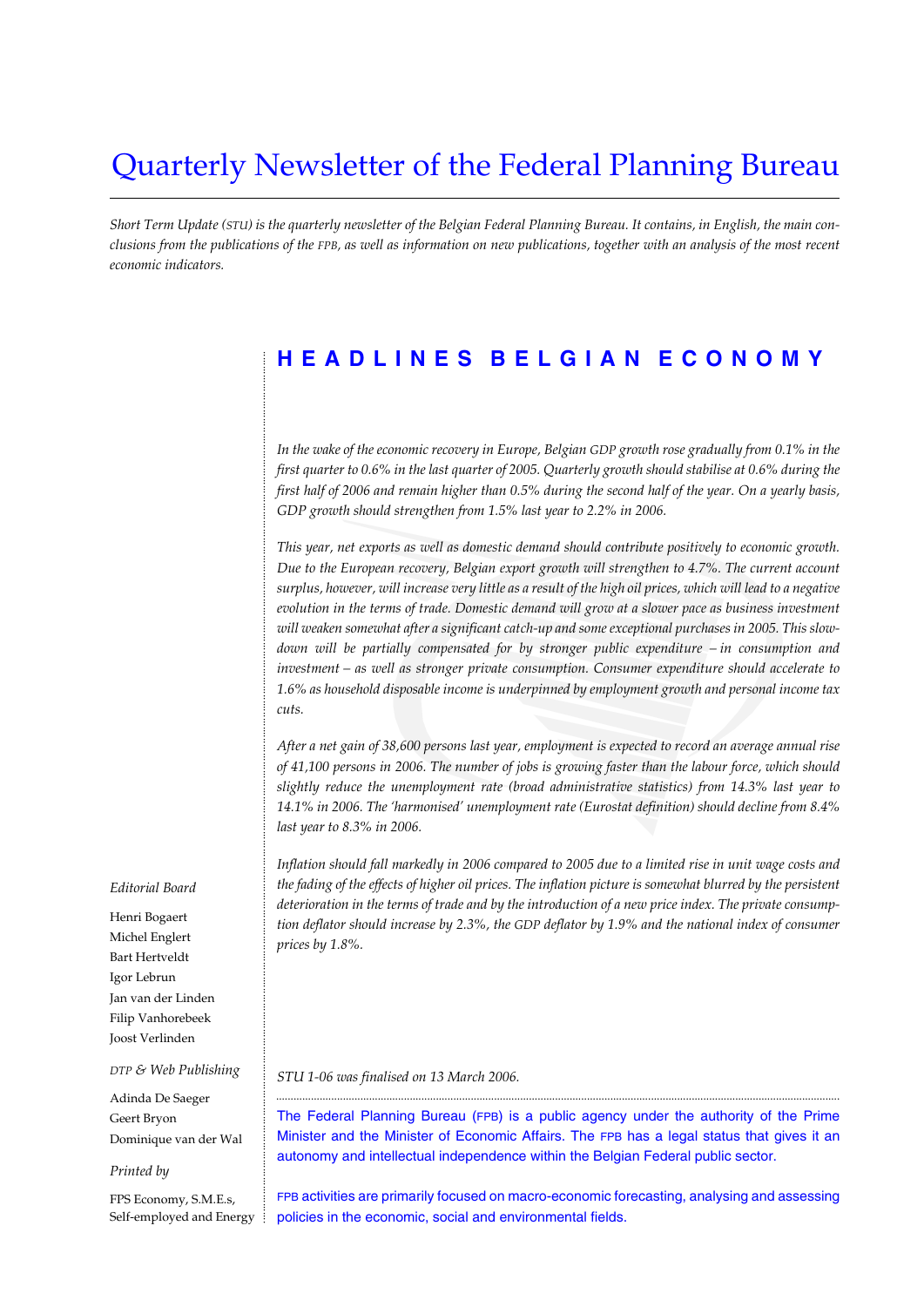# Quarterly Newsletter of the Federal Planning Bureau

*Short Term Update (STU) is the quarterly newsletter of the Belgian Federal Planning Bureau. It contains, in English, the main conclusions from the publications of the FPB, as well as information on new publications, together with an analysis of the most recent economic indicators.*

## HEADLINES BELGIAN ECONOMY

*In the wake of the economic recovery in Europe, Belgian GDP growth rose gradually from 0.1% in the first quarter to 0.6% in the last quarter of 2005. Quarterly growth should stabilise at 0.6% during the first half of 2006 and remain higher than 0.5% during the second half of the year. On a yearly basis, GDP growth should strengthen from 1.5% last year to 2.2% in 2006.*

*This year, net exports as well as domestic demand should contribute positively to economic growth. Due to the European recovery, Belgian export growth will strengthen to 4.7%. The current account surplus, however, will increase very little as a result of the high oil prices, which will lead to a negative evolution in the terms of trade. Domestic demand will grow at a slower pace as business investment will weaken somewhat after a significant catch-up and some exceptional purchases in 2005. This slowdown will be partially compensated for by stronger public expenditure – in consumption and investment – as well as stronger private consumption. Consumer expenditure should accelerate to 1.6% as household disposable income is underpinned by employment growth and personal income tax cuts.*

*After a net gain of 38,600 persons last year, employment is expected to record an average annual rise of 41,100 persons in 2006. The number of jobs is growing faster than the labour force, which should slightly reduce the unemployment rate (broad administrative statistics) from 14.3% last year to 14.1% in 2006. The 'harmonised' unemployment rate (Eurostat definition) should decline from 8.4% last year to 8.3% in 2006.*

*Inflation should fall markedly in 2006 compared to 2005 due to a limited rise in unit wage costs and the fading of the effects of higher oil prices. The inflation picture is somewhat blurred by the persistent deterioration in the terms of trade and by the introduction of a new price index. The private consumption deflator should increase by 2.3%, the GDP deflator by 1.9% and the national index of consumer prices by 1.8%.*

*STU 1-06 was finalised on 13 March 2006.*

The Federal Planning Bureau (FPB) is a public agency under the authority of the Prime Minister and the Minister of Economic Affairs. The FPB has a legal status that gives it an autonomy and intellectual independence within the Belgian Federal public sector.

FPB activities are primarily focused on macro-economic forecasting, analysing and assessing policies in the economic, social and environmental fields.

*Editorial Board*

Henri Bogaert
Michel Englert
Bart Hertveldt
Igor Lebrun
Jan van der Linden
Filip Vanhorebeek
Joost Verlinden

*DTP & Web Publishing*

Adinda De Saeger
Geert Bryon
Dominique van der Wal

*Printed by*

FPS Economy, S.M.E.s, Self-employed and Energy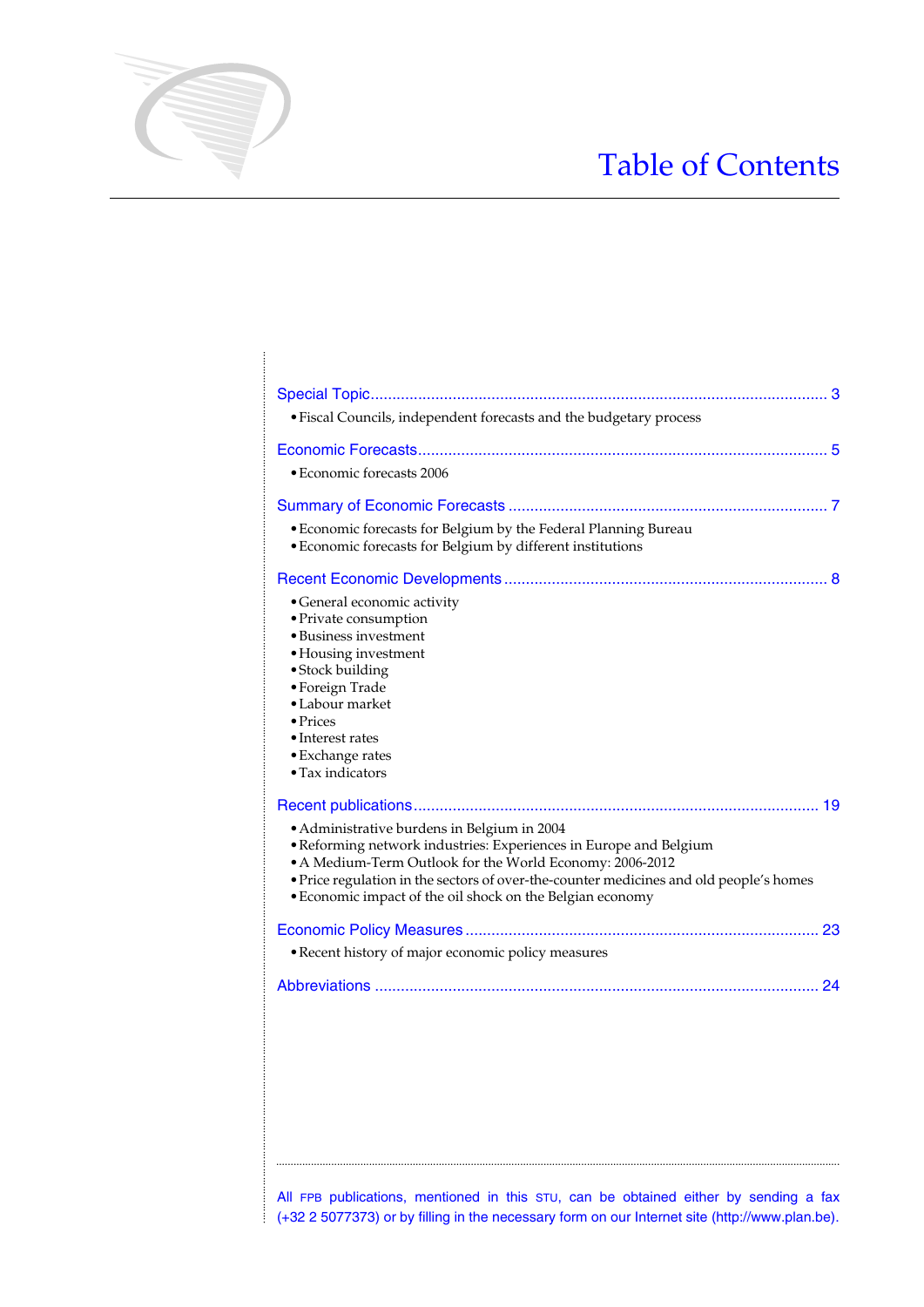# Table of Contents

Special Topic ........................................................................................................ 3

- Fiscal Councils, independent forecasts and the budgetary process

Economic Forecasts ............................................................................................. 5

- Economic forecasts 2006

Summary of Economic Forecasts ......................................................................... 7

- Economic forecasts for Belgium by the Federal Planning Bureau
- Economic forecasts for Belgium by different institutions

Recent Economic Developments .......................................................................... 8

- General economic activity
- Private consumption
- Business investment
- Housing investment
- Stock building
- Foreign Trade
- Labour market
- Prices
- Interest rates
- Exchange rates
- Tax indicators

Recent publications ............................................................................................. 19

- Administrative burdens in Belgium in 2004
- Reforming network industries: Experiences in Europe and Belgium
- A Medium-Term Outlook for the World Economy: 2006-2012
- Price regulation in the sectors of over-the-counter medicines and old people's homes
- Economic impact of the oil shock on the Belgian economy

Economic Policy Measures ................................................................................. 23

- Recent history of major economic policy measures

Abbreviations ..................................................................................................... 24

All FPB publications, mentioned in this STU, can be obtained either by sending a fax (+32 2 5077373) or by filling in the necessary form on our Internet site (http://www.plan.be).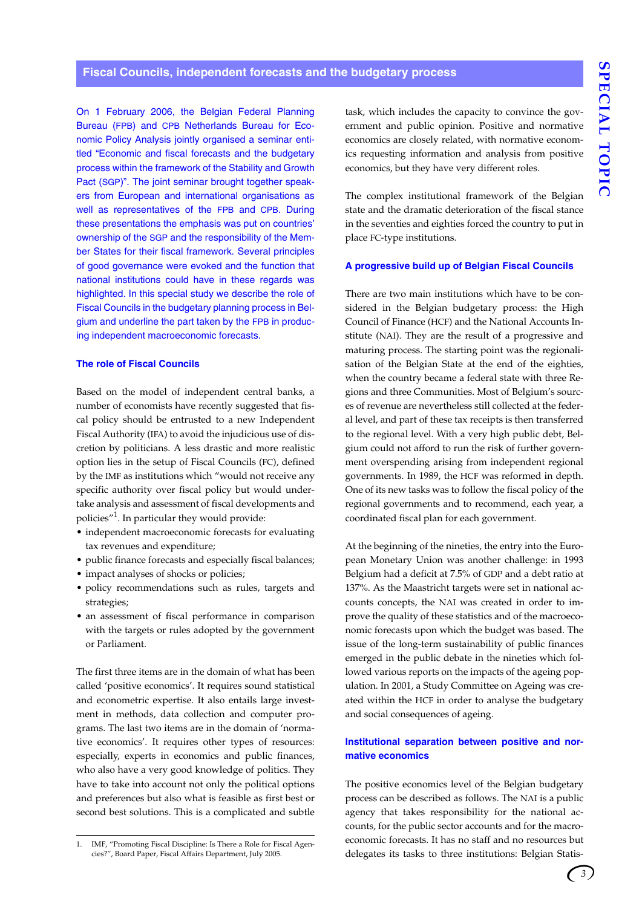## Fiscal Councils, independent forecasts and the budgetary process

On 1 February 2006, the Belgian Federal Planning Bureau (FPB) and CPB Netherlands Bureau for Economic Policy Analysis jointly organised a seminar entitled "Economic and fiscal forecasts and the budgetary process within the framework of the Stability and Growth Pact (SGP)". The joint seminar brought together speakers from European and international organisations as well as representatives of the FPB and CPB. During these presentations the emphasis was put on countries' ownership of the SGP and the responsibility of the Member States for their fiscal framework. Several principles of good governance were evoked and the function that national institutions could have in these regards was highlighted. In this special study we describe the role of Fiscal Councils in the budgetary planning process in Belgium and underline the part taken by the FPB in producing independent macroeconomic forecasts.

### The role of Fiscal Councils

Based on the model of independent central banks, a number of economists have recently suggested that fiscal policy should be entrusted to a new Independent Fiscal Authority (IFA) to avoid the injudicious use of discretion by politicians. A less drastic and more realistic option lies in the setup of Fiscal Councils (FC), defined by the IMF as institutions which "would not receive any specific authority over fiscal policy but would undertake analysis and assessment of fiscal developments and policies"[1]. In particular they would provide:

- independent macroeconomic forecasts for evaluating tax revenues and expenditure;
- public finance forecasts and especially fiscal balances;
- impact analyses of shocks or policies;
- policy recommendations such as rules, targets and strategies;
- an assessment of fiscal performance in comparison with the targets or rules adopted by the government or Parliament.

The first three items are in the domain of what has been called 'positive economics'. It requires sound statistical and econometric expertise. It also entails large investment in methods, data collection and computer programs. The last two items are in the domain of 'normative economics'. It requires other types of resources: especially, experts in economics and public finances, who also have a very good knowledge of politics. They have to take into account not only the political options and preferences but also what is feasible as first best or second best solutions. This is a complicated and subtle task, which includes the capacity to convince the government and public opinion. Positive and normative economics are closely related, with normative economics requesting information and analysis from positive economics, but they have very different roles.

The complex institutional framework of the Belgian state and the dramatic deterioration of the fiscal stance in the seventies and eighties forced the country to put in place FC-type institutions.

### A progressive build up of Belgian Fiscal Councils

There are two main institutions which have to be considered in the Belgian budgetary process: the High Council of Finance (HCF) and the National Accounts Institute (NAI). They are the result of a progressive and maturing process. The starting point was the regionalisation of the Belgian State at the end of the eighties, when the country became a federal state with three Regions and three Communities. Most of Belgium's sources of revenue are nevertheless still collected at the federal level, and part of these tax receipts is then transferred to the regional level. With a very high public debt, Belgium could not afford to run the risk of further government overspending arising from independent regional governments. In 1989, the HCF was reformed in depth. One of its new tasks was to follow the fiscal policy of the regional governments and to recommend, each year, a coordinated fiscal plan for each government.

At the beginning of the nineties, the entry into the European Monetary Union was another challenge: in 1993 Belgium had a deficit at 7.5% of GDP and a debt ratio at 137%. As the Maastricht targets were set in national accounts concepts, the NAI was created in order to improve the quality of these statistics and of the macroeconomic forecasts upon which the budget was based. The issue of the long-term sustainability of public finances emerged in the public debate in the nineties which followed various reports on the impacts of the ageing population. In 2001, a Study Committee on Ageing was created within the HCF in order to analyse the budgetary and social consequences of ageing.

### Institutional separation between positive and normative economics

The positive economics level of the Belgian budgetary process can be described as follows. The NAI is a public agency that takes responsibility for the national accounts, for the public sector accounts and for the macroeconomic forecasts. It has no staff and no resources but delegates its tasks to three institutions: Belgian Statis-

1. IMF, "Promoting Fiscal Discipline: Is There a Role for Fiscal Agencies?", Board Paper, Fiscal Affairs Department, July 2005.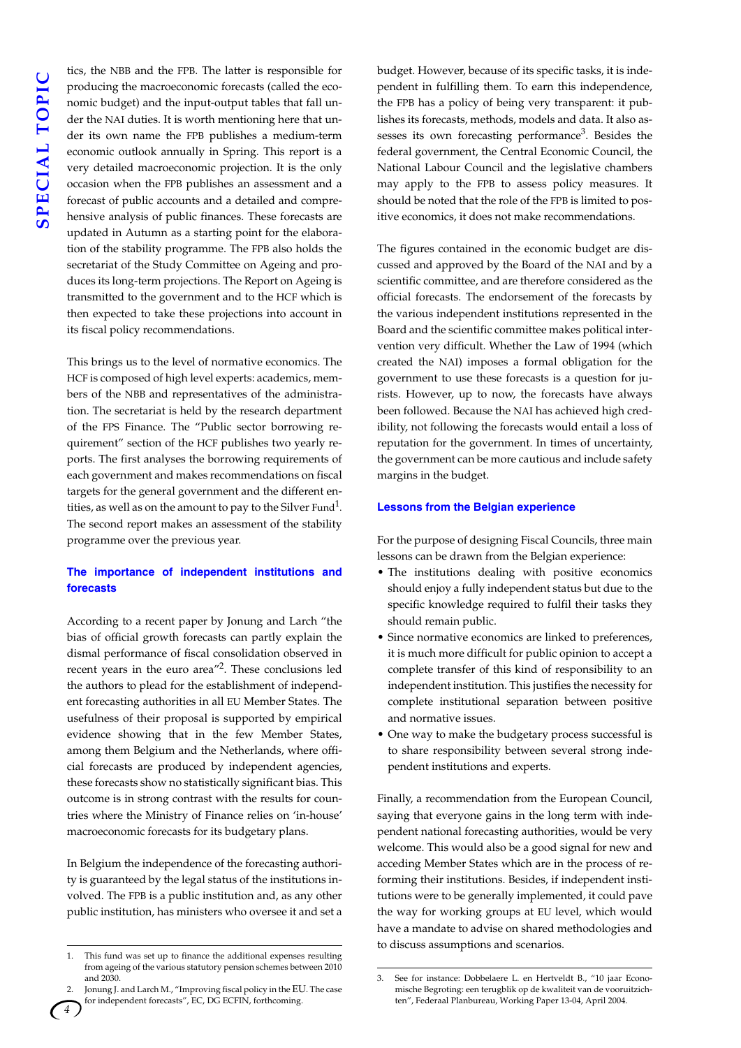tics, the NBB and the FPB. The latter is responsible for producing the macroeconomic forecasts (called the economic budget) and the input-output tables that fall under the NAI duties. It is worth mentioning here that under its own name the FPB publishes a medium-term economic outlook annually in Spring. This report is a very detailed macroeconomic projection. It is the only occasion when the FPB publishes an assessment and a forecast of public accounts and a detailed and comprehensive analysis of public finances. These forecasts are updated in Autumn as a starting point for the elaboration of the stability programme. The FPB also holds the secretariat of the Study Committee on Ageing and produces its long-term projections. The Report on Ageing is transmitted to the government and to the HCF which is then expected to take these projections into account in its fiscal policy recommendations.

This brings us to the level of normative economics. The HCF is composed of high level experts: academics, members of the NBB and representatives of the administration. The secretariat is held by the research department of the FPS Finance. The "Public sector borrowing requirement" section of the HCF publishes two yearly reports. The first analyses the borrowing requirements of each government and makes recommendations on fiscal targets for the general government and the different entities, as well as on the amount to pay to the Silver Fund[1]. The second report makes an assessment of the stability programme over the previous year.

### The importance of independent institutions and forecasts

According to a recent paper by Jonung and Larch "the bias of official growth forecasts can partly explain the dismal performance of fiscal consolidation observed in recent years in the euro area"[2]. These conclusions led the authors to plead for the establishment of independent forecasting authorities in all EU Member States. The usefulness of their proposal is supported by empirical evidence showing that in the few Member States, among them Belgium and the Netherlands, where official forecasts are produced by independent agencies, these forecasts show no statistically significant bias. This outcome is in strong contrast with the results for countries where the Ministry of Finance relies on 'in-house' macroeconomic forecasts for its budgetary plans.

In Belgium the independence of the forecasting authority is guaranteed by the legal status of the institutions involved. The FPB is a public institution and, as any other public institution, has ministers who oversee it and set a budget. However, because of its specific tasks, it is independent in fulfilling them. To earn this independence, the FPB has a policy of being very transparent: it publishes its forecasts, methods, models and data. It also assesses its own forecasting performance[3]. Besides the federal government, the Central Economic Council, the National Labour Council and the legislative chambers may apply to the FPB to assess policy measures. It should be noted that the role of the FPB is limited to positive economics, it does not make recommendations.

The figures contained in the economic budget are discussed and approved by the Board of the NAI and by a scientific committee, and are therefore considered as the official forecasts. The endorsement of the forecasts by the various independent institutions represented in the Board and the scientific committee makes political intervention very difficult. Whether the Law of 1994 (which created the NAI) imposes a formal obligation for the government to use these forecasts is a question for jurists. However, up to now, the forecasts have always been followed. Because the NAI has achieved high credibility, not following the forecasts would entail a loss of reputation for the government. In times of uncertainty, the government can be more cautious and include safety margins in the budget.

### Lessons from the Belgian experience

For the purpose of designing Fiscal Councils, three main lessons can be drawn from the Belgian experience:

- The institutions dealing with positive economics should enjoy a fully independent status but due to the specific knowledge required to fulfil their tasks they should remain public.
- Since normative economics are linked to preferences, it is much more difficult for public opinion to accept a complete transfer of this kind of responsibility to an independent institution. This justifies the necessity for complete institutional separation between positive and normative issues.
- One way to make the budgetary process successful is to share responsibility between several strong independent institutions and experts.

Finally, a recommendation from the European Council, saying that everyone gains in the long term with independent national forecasting authorities, would be very welcome. This would also be a good signal for new and acceding Member States which are in the process of reforming their institutions. Besides, if independent institutions were to be generally implemented, it could pave the way for working groups at EU level, which would have a mandate to advise on shared methodologies and to discuss assumptions and scenarios.

---

1. This fund was set up to finance the additional expenses resulting from ageing of the various statutory pension schemes between 2010 and 2030.
2. Jonung J. and Larch M., "Improving fiscal policy in the EU. The case for independent forecasts", EC, DG ECFIN, forthcoming.
3. See for instance: Dobbelaere L. en Hertveldt B., "10 jaar Economische Begroting: een terugblik op de kwaliteit van de vooruitzichten", Federaal Planbureau, Working Paper 13-04, April 2004.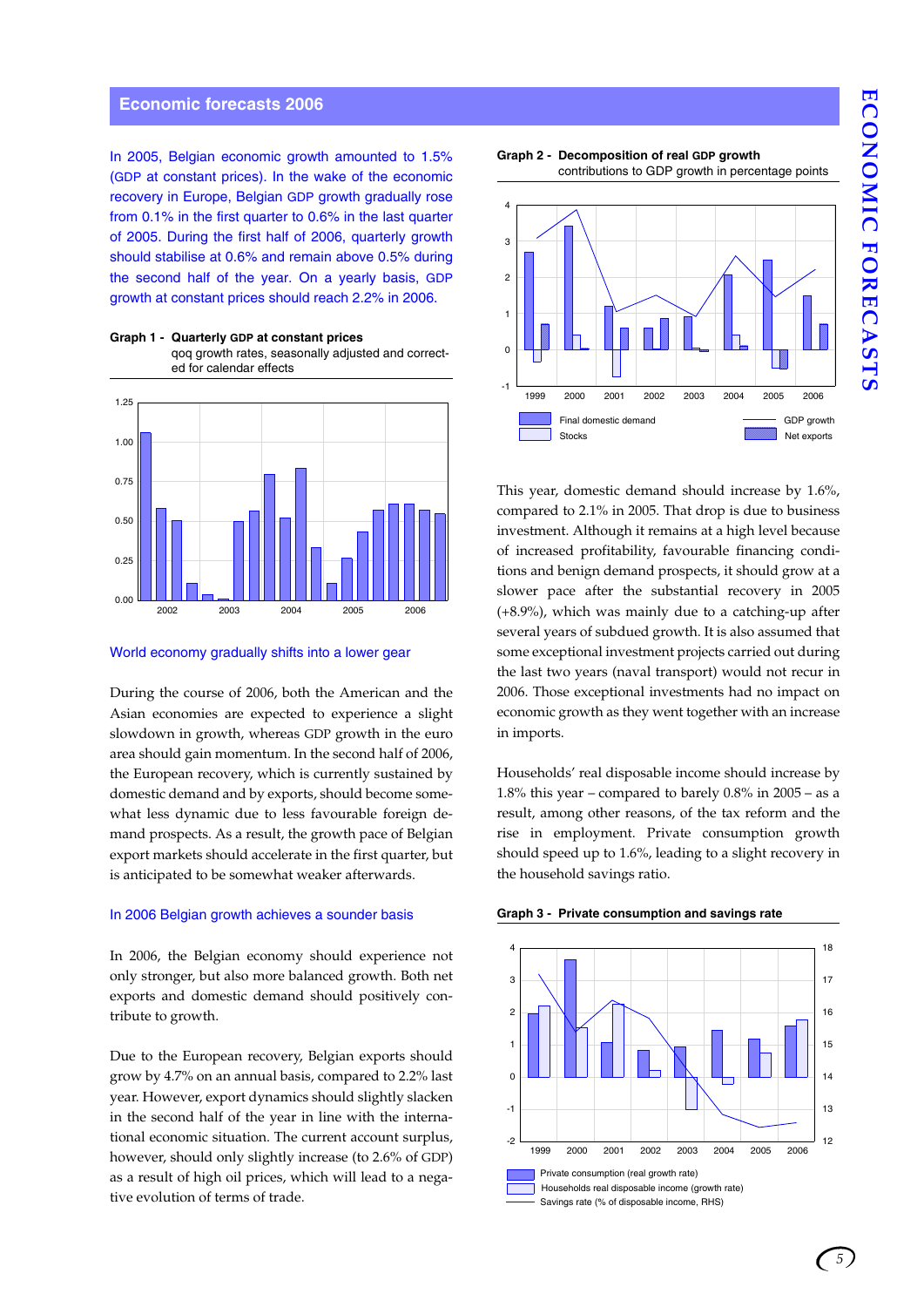## Economic forecasts 2006

In 2005, Belgian economic growth amounted to 1.5% (GDP at constant prices). In the wake of the economic recovery in Europe, Belgian GDP growth gradually rose from 0.1% in the first quarter to 0.6% in the last quarter of 2005. During the first half of 2006, quarterly growth should stabilise at 0.6% and remain above 0.5% during the second half of the year. On a yearly basis, GDP growth at constant prices should reach 2.2% in 2006.

**Graph 1 - Quarterly GDP at constant prices**
qoq growth rates, seasonally adjusted and corrected for calendar effects

### World economy gradually shifts into a lower gear

During the course of 2006, both the American and the Asian economies are expected to experience a slight slowdown in growth, whereas GDP growth in the euro area should gain momentum. In the second half of 2006, the European recovery, which is currently sustained by domestic demand and by exports, should become somewhat less dynamic due to less favourable foreign demand and prospects. As a result, the growth pace of Belgian export markets should accelerate in the first quarter, but is anticipated to be somewhat weaker afterwards.

### In 2006 Belgian growth achieves a sounder basis

In 2006, the Belgian economy should experience not only stronger, but also more balanced growth. Both net exports and domestic demand should positively contribute to growth.

Due to the European recovery, Belgian exports should grow by 4.7% on an annual basis, compared to 2.2% last year. However, export dynamics should slightly slacken in the second half of the year in line with the international economic situation. The current account surplus, however, should only slightly increase (to 2.6% of GDP) as a result of high oil prices, which will lead to a negative evolution of terms of trade.

**Graph 2 - Decomposition of real GDP growth**
contributions to GDP growth in percentage points

This year, domestic demand should increase by 1.6%, compared to 2.1% in 2005. That drop is due to business investment. Although it remains at a high level because of increased profitability, favourable financing conditions and benign demand prospects, it should grow at a slower pace after the substantial recovery in 2005 (+8.9%), which was mainly due to a catching-up after several years of subdued growth. It is also assumed that some exceptional investment projects carried out during the last two years (naval transport) would not recur in 2006. Those exceptional investments had no impact on economic growth as they went together with an increase in imports.

Households' real disposable income should increase by 1.8% this year – compared to barely 0.8% in 2005 – as a result, among other reasons, of the tax reform and the rise in employment. Private consumption growth should speed up to 1.6%, leading to a slight recovery in the household savings ratio.

**Graph 3 - Private consumption and savings rate**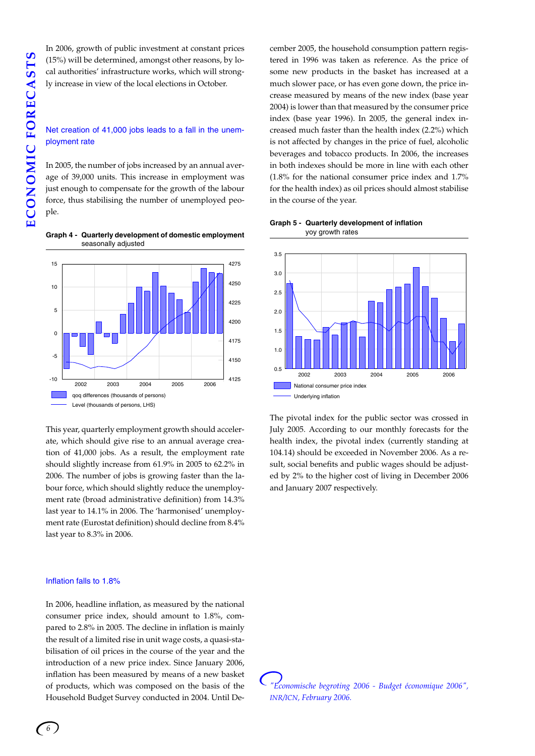In 2006, growth of public investment at constant prices (15%) will be determined, amongst other reasons, by local authorities' infrastructure works, which will strongly increase in view of the local elections in October.

### Net creation of 41,000 jobs leads to a fall in the unemployment rate

In 2005, the number of jobs increased by an annual average of 39,000 units. This increase in employment was just enough to compensate for the growth of the labour force, thus stabilising the number of unemployed people.

**Graph 4 - Quarterly development of domestic employment**
seasonally adjusted

qoq differences (thousands of persons)
Level (thousands of persons, LHS)

This year, quarterly employment growth should accelerate, which should give rise to an annual average creation of 41,000 jobs. As a result, the employment rate should slightly increase from 61.9% in 2005 to 62.2% in 2006. The number of jobs is growing faster than the labour force, which should slightly reduce the unemployment rate (broad administrative definition) from 14.3% last year to 14.1% in 2006. The 'harmonised' unemployment rate (Eurostat definition) should decline from 8.4% last year to 8.3% in 2006.

### Inflation falls to 1.8%

In 2006, headline inflation, as measured by the national consumer price index, should amount to 1.8%, compared to 2.8% in 2005. The decline in inflation is mainly the result of a limited rise in unit wage costs, a quasi-stabilisation of oil prices in the course of the year and the introduction of a new price index. Since January 2006, inflation has been measured by means of a new basket of products, which was composed on the basis of the Household Budget Survey conducted in 2004. Until December 2005, the household consumption pattern registered in 1996 was taken as reference. As the price of some new products in the basket has increased at a much slower pace, or has even gone down, the price increase measured by means of the new index (base year 2004) is lower than that measured by the consumer price index (base year 1996). In 2005, the general index increased much faster than the health index (2.2%) which is not affected by changes in the price of fuel, alcoholic beverages and tobacco products. In 2006, the increases in both indexes should be more in line with each other (1.8% for the national consumer price index and 1.7% for the health index) as oil prices should almost stabilise in the course of the year.

**Graph 5 - Quarterly development of inflation**
yoy growth rates

National consumer price index
Underlying inflation

The pivotal index for the public sector was crossed in July 2005. According to our monthly forecasts for the health index, the pivotal index (currently standing at 104.14) should be exceeded in November 2006. As a result, social benefits and public wages should be adjusted by 2% to the higher cost of living in December 2006 and January 2007 respectively.

*"Economische begroting 2006 - Budget économique 2006", INR/ICN, February 2006.*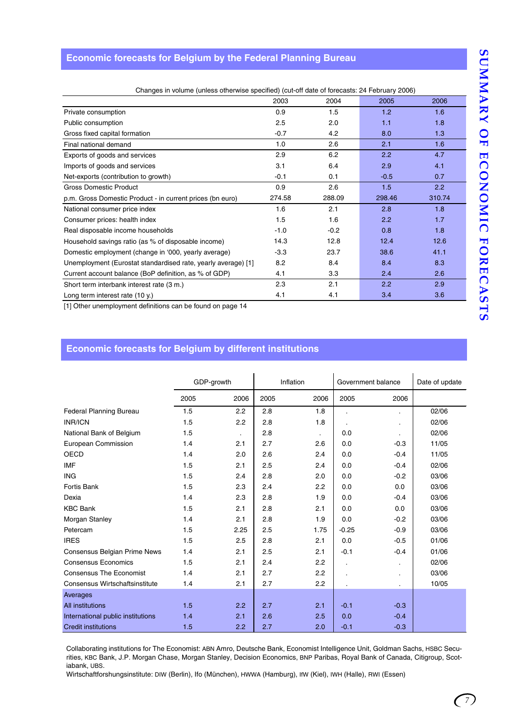## Economic forecasts for Belgium by the Federal Planning Bureau

Changes in volume (unless otherwise specified) (cut-off date of forecasts: 24 February 2006)

| | 2003 | 2004 | 2005 | 2006 |
|---|---|---|---|---|
| Private consumption | 0.9 | 1.5 | 1.2 | 1.6 |
| Public consumption | 2.5 | 2.0 | 1.1 | 1.8 |
| Gross fixed capital formation | -0.7 | 4.2 | 8.0 | 1.3 |
| Final national demand | 1.0 | 2.6 | 2.1 | 1.6 |
| Exports of goods and services | 2.9 | 6.2 | 2.2 | 4.7 |
| Imports of goods and services | 3.1 | 6.4 | 2.9 | 4.1 |
| Net-exports (contribution to growth) | -0.1 | 0.1 | -0.5 | 0.7 |
| Gross Domestic Product | 0.9 | 2.6 | 1.5 | 2.2 |
| p.m. Gross Domestic Product - in current prices (bn euro) | 274.58 | 288.09 | 298.46 | 310.74 |
| National consumer price index | 1.6 | 2.1 | 2.8 | 1.8 |
| Consumer prices: health index | 1.5 | 1.6 | 2.2 | 1.7 |
| Real disposable income households | -1.0 | -0.2 | 0.8 | 1.8 |
| Household savings ratio (as % of disposable income) | 14.3 | 12.8 | 12.4 | 12.6 |
| Domestic employment (change in '000, yearly average) | -3.3 | 23.7 | 38.6 | 41.1 |
| Unemployment (Eurostat standardised rate, yearly average) [1] | 8.2 | 8.4 | 8.4 | 8.3 |
| Current account balance (BoP definition, as % of GDP) | 4.1 | 3.3 | 2.4 | 2.6 |
| Short term interbank interest rate (3 m.) | 2.3 | 2.1 | 2.2 | 2.9 |
| Long term interest rate (10 y.) | 4.1 | 4.1 | 3.4 | 3.6 |

[1] Other unemployment definitions can be found on page 14

## Economic forecasts for Belgium by different institutions

| | GDP-growth | | Inflation | | Government balance | | Date of update |
|---|---|---|---|---|---|---|---|
| | 2005 | 2006 | 2005 | 2006 | 2005 | 2006 | |
| Federal Planning Bureau | 1.5 | 2.2 | 2.8 | 1.8 | . | . | 02/06 |
| INR/ICN | 1.5 | 2.2 | 2.8 | 1.8 | . | . | 02/06 |
| National Bank of Belgium | 1.5 | . | 2.8 | . | 0.0 | . | 02/06 |
| European Commission | 1.4 | 2.1 | 2.7 | 2.6 | 0.0 | -0.3 | 11/05 |
| OECD | 1.4 | 2.0 | 2.6 | 2.4 | 0.0 | -0.4 | 11/05 |
| IMF | 1.5 | 2.1 | 2.5 | 2.4 | 0.0 | -0.4 | 02/06 |
| ING | 1.5 | 2.4 | 2.8 | 2.0 | 0.0 | -0.2 | 03/06 |
| Fortis Bank | 1.5 | 2.3 | 2.4 | 2.2 | 0.0 | 0.0 | 03/06 |
| Dexia | 1.4 | 2.3 | 2.8 | 1.9 | 0.0 | -0.4 | 03/06 |
| KBC Bank | 1.5 | 2.1 | 2.8 | 2.1 | 0.0 | 0.0 | 03/06 |
| Morgan Stanley | 1.4 | 2.1 | 2.8 | 1.9 | 0.0 | -0.2 | 03/06 |
| Petercam | 1.5 | 2.25 | 2.5 | 1.75 | -0.25 | -0.9 | 03/06 |
| IRES | 1.5 | 2.5 | 2.8 | 2.1 | 0.0 | -0.5 | 01/06 |
| Consensus Belgian Prime News | 1.4 | 2.1 | 2.5 | 2.1 | -0.1 | -0.4 | 01/06 |
| Consensus Economics | 1.5 | 2.1 | 2.4 | 2.2 | . | . | 02/06 |
| Consensus The Economist | 1.4 | 2.1 | 2.7 | 2.2 | . | . | 03/06 |
| Consensus Wirtschaftsinstitute | 1.4 | 2.1 | 2.7 | 2.2 | . | . | 10/05 |
| Averages | | | | | | | |
| All institutions | 1.5 | 2.2 | 2.7 | 2.1 | -0.1 | -0.3 | |
| International public institutions | 1.4 | 2.1 | 2.6 | 2.5 | 0.0 | -0.4 | |
| Credit institutions | 1.5 | 2.2 | 2.7 | 2.0 | -0.1 | -0.3 | |

Collaborating institutions for The Economist: ABN Amro, Deutsche Bank, Economist Intelligence Unit, Goldman Sachs, HSBC Securities, KBC Bank, J.P. Morgan Chase, Morgan Stanley, Decision Economics, BNP Paribas, Royal Bank of Canada, Citigroup, Scotiabank, UBS.
Wirtschaftforshungsinstitute: DIW (Berlin), Ifo (München), HWWA (Hamburg), IfW (Kiel), IWH (Halle), RWI (Essen)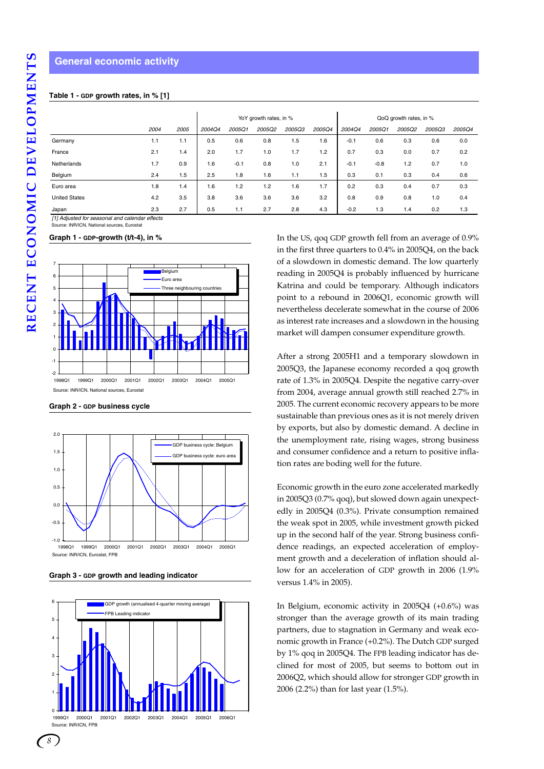## General economic activity

**Table 1 - GDP growth rates, in % [1]**

| | 2004 | 2005 | YoY growth rates, in % | | | | | QoQ growth rates, in % | | | | |
|---|---|---|---|---|---|---|---|---|---|---|---|---|
| | | | 2004Q4 | 2005Q1 | 2005Q2 | 2005Q3 | 2005Q4 | 2004Q4 | 2005Q1 | 2005Q2 | 2005Q3 | 2005Q4 |
| Germany | 1.1 | 1.1 | 0.5 | 0.6 | 0.8 | 1.5 | 1.6 | -0.1 | 0.6 | 0.3 | 0.6 | 0.0 |
| France | 2.1 | 1.4 | 2.0 | 1.7 | 1.0 | 1.7 | 1.2 | 0.7 | 0.3 | 0.0 | 0.7 | 0.2 |
| Netherlands | 1.7 | 0.9 | 1.6 | -0.1 | 0.8 | 1.0 | 2.1 | -0.1 | -0.8 | 1.2 | 0.7 | 1.0 |
| Belgium | 2.4 | 1.5 | 2.5 | 1.8 | 1.6 | 1.1 | 1.5 | 0.3 | 0.1 | 0.3 | 0.4 | 0.6 |
| Euro area | 1.8 | 1.4 | 1.6 | 1.2 | 1.2 | 1.6 | 1.7 | 0.2 | 0.3 | 0.4 | 0.7 | 0.3 |
| United States | 4.2 | 3.5 | 3.8 | 3.6 | 3.6 | 3.6 | 3.2 | 0.8 | 0.9 | 0.8 | 1.0 | 0.4 |
| Japan | 2.3 | 2.7 | 0.5 | 1.1 | 2.7 | 2.8 | 4.3 | -0.2 | 1.3 | 1.4 | 0.2 | 1.3 |

*[1] Adjusted for seasonal and calendar effects*
Source: INR/ICN, National sources, Eurostat

**Graph 1 - GDP-growth (t/t-4), in %**

Source: INR/ICN, National sources, Eurostat

**Graph 2 - GDP business cycle**

Source: INR/ICN, Eurostat, FPB

**Graph 3 - GDP growth and leading indicator**

Source: INR/ICN, FPB

In the US, qoq GDP growth fell from an average of 0.9% in the first three quarters to 0.4% in 2005Q4, on the back of a slowdown in domestic demand. The low quarterly reading in 2005Q4 is probably influenced by hurricane Katrina and could be temporary. Although indicators point to a rebound in 2006Q1, economic growth will nevertheless decelerate somewhat in the course of 2006 as interest rate increases and a slowdown in the housing market will dampen consumer expenditure growth.

After a strong 2005H1 and a temporary slowdown in 2005Q3, the Japanese economy recorded a qoq growth rate of 1.3% in 2005Q4. Despite the negative carry-over from 2004, average annual growth still reached 2.7% in 2005. The current economic recovery appears to be more sustainable than previous ones as it is not merely driven by exports, but also by domestic demand. A decline in the unemployment rate, rising wages, strong business and consumer confidence and a return to positive inflation rates are boding well for the future.

Economic growth in the euro zone accelerated markedly in 2005Q3 (0.7% qoq), but slowed down again unexpectedly in 2005Q4 (0.3%). Private consumption remained the weak spot in 2005, while investment growth picked up in the second half of the year. Strong business confidence readings, an expected acceleration of employment growth and a deceleration of inflation should allow for an acceleration of GDP growth in 2006 (1.9% versus 1.4% in 2005).

In Belgium, economic activity in 2005Q4 (+0.6%) was stronger than the average growth of its main trading partners, due to stagnation in Germany and weak economic growth in France (+0.2%). The Dutch GDP surged by 1% qoq in 2005Q4. The FPB leading indicator has declined for most of 2005, but seems to bottom out in 2006Q2, which should allow for stronger GDP growth in 2006 (2.2%) than for last year (1.5%).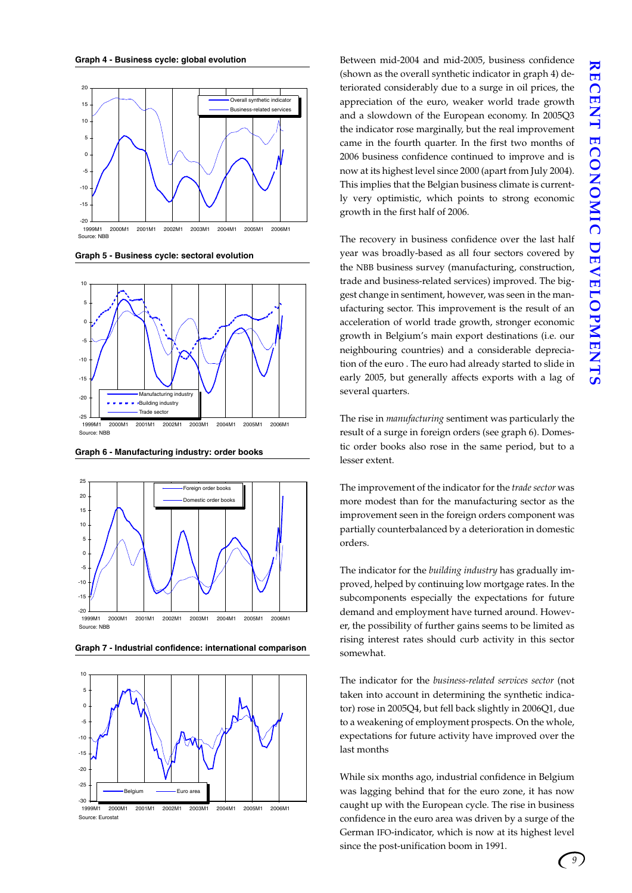**Graph 4 - Business cycle: global evolution**

Source: NBB

**Graph 5 - Business cycle: sectoral evolution**

Source: NBB

**Graph 6 - Manufacturing industry: order books**

Source: NBB

**Graph 7 - Industrial confidence: international comparison**

Source: Eurostat

Between mid-2004 and mid-2005, business confidence (shown as the overall synthetic indicator in graph 4) deteriorated considerably due to a surge in oil prices, the appreciation of the euro, weaker world trade growth and a slowdown of the European economy. In 2005Q3 the indicator rose marginally, but the real improvement came in the fourth quarter. In the first two months of 2006 business confidence continued to improve and is now at its highest level since 2000 (apart from July 2004). This implies that the Belgian business climate is currently very optimistic, which points to strong economic growth in the first half of 2006.

The recovery in business confidence over the last half year was broadly-based as all four sectors covered by the NBB business survey (manufacturing, construction, trade and business-related services) improved. The biggest change in sentiment, however, was seen in the manufacturing sector. This improvement is the result of an acceleration of world trade growth, stronger economic growth in Belgium's main export destinations (i.e. our neighbouring countries) and a considerable depreciation of the euro . The euro had already started to slide in early 2005, but generally affects exports with a lag of several quarters.

The rise in *manufacturing* sentiment was particularly the result of a surge in foreign orders (see graph 6). Domestic order books also rose in the same period, but to a lesser extent.

The improvement of the indicator for the *trade sector* was more modest than for the manufacturing sector as the improvement seen in the foreign orders component was partially counterbalanced by a deterioration in domestic orders.

The indicator for the *building industry* has gradually improved, helped by continuing low mortgage rates. In the subcomponents especially the expectations for future demand and employment have turned around. However, the possibility of further gains seems to be limited as rising interest rates should curb activity in this sector somewhat.

The indicator for the *business-related services sector* (not taken into account in determining the synthetic indicator) rose in 2005Q4, but fell back slightly in 2006Q1, due to a weakening of employment prospects. On the whole, expectations for future activity have improved over the last months

While six months ago, industrial confidence in Belgium was lagging behind that for the euro zone, it has now caught up with the European cycle. The rise in business confidence in the euro area was driven by a surge of the German IFO-indicator, which is now at its highest level since the post-unification boom in 1991.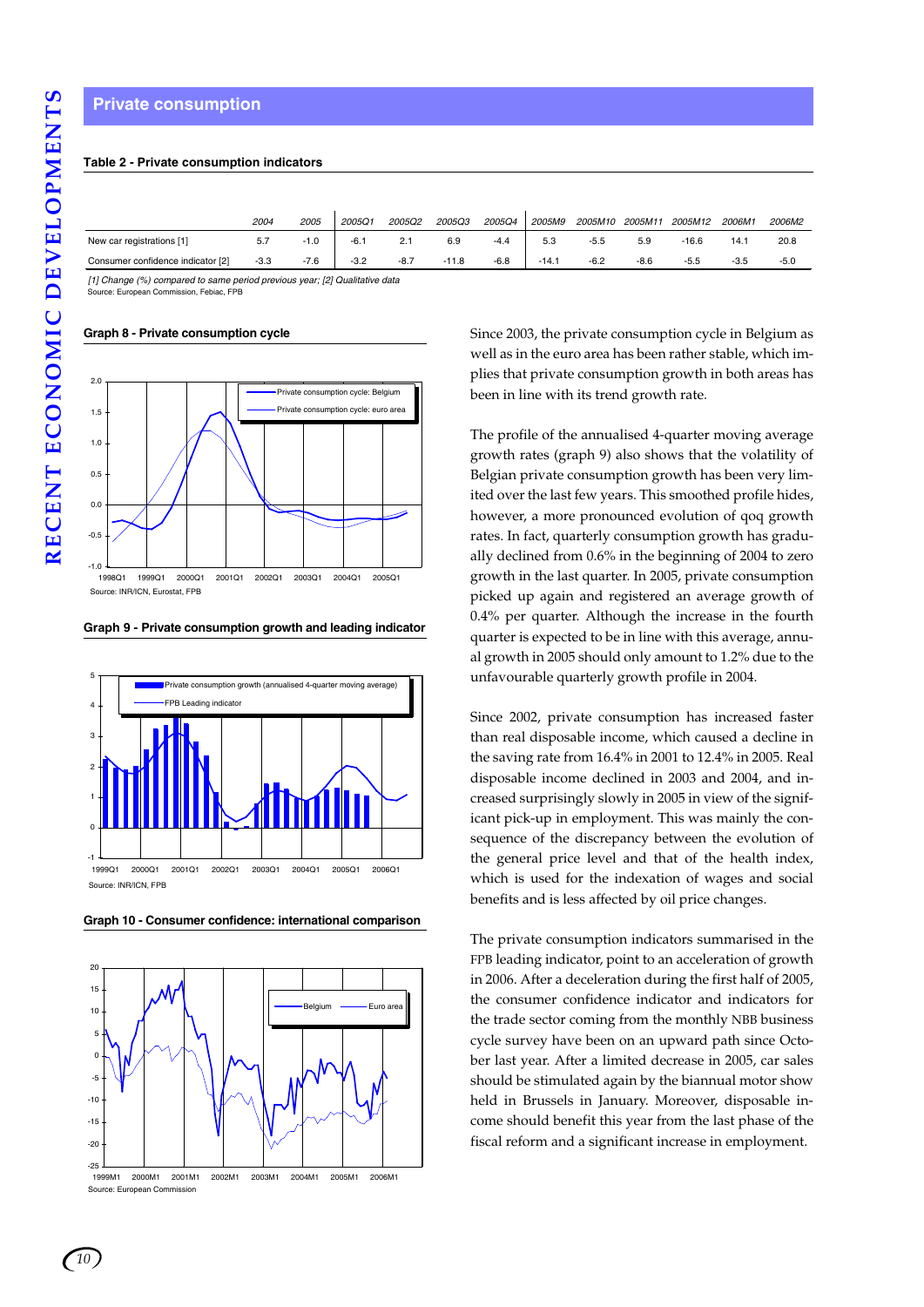# Private consumption

**Table 2 - Private consumption indicators**

| | 2004 | 2005 | 2005Q1 | 2005Q2 | 2005Q3 | 2005Q4 | 2005M9 | 2005M10 | 2005M11 | 2005M12 | 2006M1 | 2006M2 |
|---|---|---|---|---|---|---|---|---|---|---|---|---|
| New car registrations [1] | 5.7 | -1.0 | -6.1 | 2.1 | 6.9 | -4.4 | 5.3 | -5.5 | 5.9 | -16.6 | 14.1 | 20.8 |
| Consumer confidence indicator [2] | -3.3 | -7.6 | -3.2 | -8.7 | -11.8 | -6.8 | -14.1 | -6.2 | -8.6 | -5.5 | -3.5 | -5.0 |

*[1] Change (%) compared to same period previous year; [2] Qualitative data*
Source: European Commission, Febiac, FPB

**Graph 8 - Private consumption cycle**

Source: INR/ICN, Eurostat, FPB

**Graph 9 - Private consumption growth and leading indicator**

Source: INR/ICN, FPB

**Graph 10 - Consumer confidence: international comparison**

Source: European Commission

Since 2003, the private consumption cycle in Belgium as well as in the euro area has been rather stable, which implies that private consumption growth in both areas has been in line with its trend growth rate.

The profile of the annualised 4-quarter moving average growth rates (graph 9) also shows that the volatility of Belgian private consumption growth has been very limited over the last few years. This smoothed profile hides, however, a more pronounced evolution of qoq growth rates. In fact, quarterly consumption growth has gradually declined from 0.6% in the beginning of 2004 to zero growth in the last quarter. In 2005, private consumption picked up again and registered an average growth of 0.4% per quarter. Although the increase in the fourth quarter is expected to be in line with this average, annual growth in 2005 should only amount to 1.2% due to the unfavourable quarterly growth profile in 2004.

Since 2002, private consumption has increased faster than real disposable income, which caused a decline in the saving rate from 16.4% in 2001 to 12.4% in 2005. Real disposable income declined in 2003 and 2004, and increased surprisingly slowly in 2005 in view of the significant pick-up in employment. This was mainly the consequence of the discrepancy between the evolution of the general price level and that of the health index, which is used for the indexation of wages and social benefits and is less affected by oil price changes.

The private consumption indicators summarised in the FPB leading indicator, point to an acceleration of growth in 2006. After a deceleration during the first half of 2005, the consumer confidence indicator and indicators for the trade sector coming from the monthly NBB business cycle survey have been on an upward path since October last year. After a limited decrease in 2005, car sales should be stimulated again by the biannual motor show held in Brussels in January. Moreover, disposable income should benefit this year from the last phase of the fiscal reform and a significant increase in employment.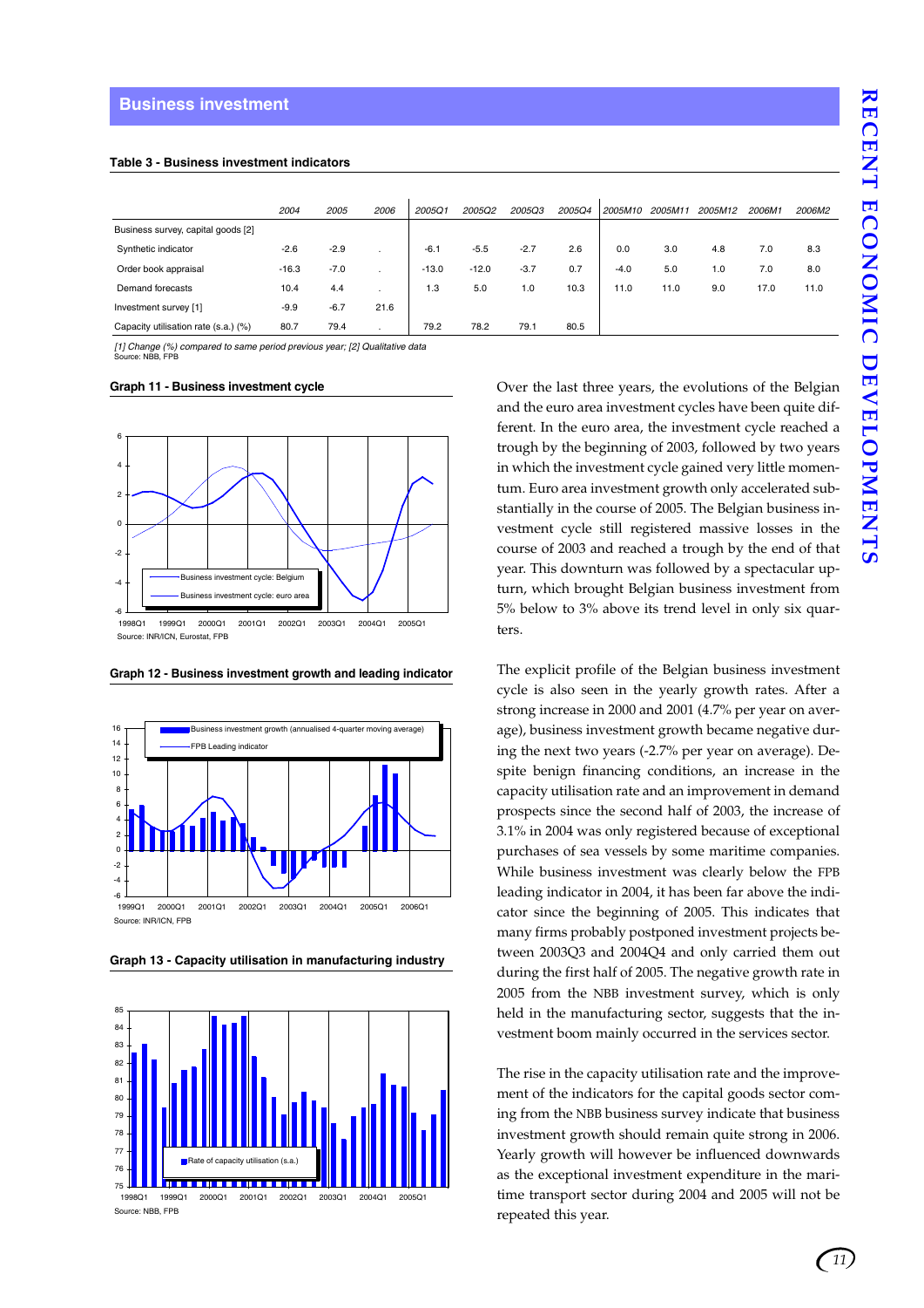## Business investment

**Table 3 - Business investment indicators**

| | 2004 | 2005 | 2006 | 2005Q1 | 2005Q2 | 2005Q3 | 2005Q4 | 2005M10 | 2005M11 | 2005M12 | 2006M1 | 2006M2 |
|---|---|---|---|---|---|---|---|---|---|---|---|---|
| Business survey, capital goods [2] | | | | | | | | | | | | |
| Synthetic indicator | -2.6 | -2.9 | . | -6.1 | -5.5 | -2.7 | 2.6 | 0.0 | 3.0 | 4.8 | 7.0 | 8.3 |
| Order book appraisal | -16.3 | -7.0 | . | -13.0 | -12.0 | -3.7 | 0.7 | -4.0 | 5.0 | 1.0 | 7.0 | 8.0 |
| Demand forecasts | 10.4 | 4.4 | . | 1.3 | 5.0 | 1.0 | 10.3 | 11.0 | 11.0 | 9.0 | 17.0 | 11.0 |
| Investment survey [1] | -9.9 | -6.7 | 21.6 | | | | | | | | | |
| Capacity utilisation rate (s.a.) (%) | 80.7 | 79.4 | . | 79.2 | 78.2 | 79.1 | 80.5 | | | | | |

*[1] Change (%) compared to same period previous year; [2] Qualitative data*
Source: NBB, FPB

**Graph 11 - Business investment cycle**

Source: INR/ICN, Eurostat, FPB

**Graph 12 - Business investment growth and leading indicator**

Source: INR/ICN, FPB

**Graph 13 - Capacity utilisation in manufacturing industry**

Source: NBB, FPB

Over the last three years, the evolutions of the Belgian and the euro area investment cycles have been quite different. In the euro area, the investment cycle reached a trough by the beginning of 2003, followed by two years in which the investment cycle gained very little momentum. Euro area investment growth only accelerated substantially in the course of 2005. The Belgian business investment cycle still registered massive losses in the course of 2003 and reached a trough by the end of that year. This downturn was followed by a spectacular upturn, which brought Belgian business investment from 5% below to 3% above its trend level in only six quarters.

The explicit profile of the Belgian business investment cycle is also seen in the yearly growth rates. After a strong increase in 2000 and 2001 (4.7% per year on average), business investment growth became negative during the next two years (-2.7% per year on average). Despite benign financing conditions, an increase in the capacity utilisation rate and an improvement in demand prospects since the second half of 2003, the increase of 3.1% in 2004 was only registered because of exceptional purchases of sea vessels by some maritime companies. While business investment was clearly below the FPB leading indicator in 2004, it has been far above the indicator since the beginning of 2005. This indicates that many firms probably postponed investment projects between 2003Q3 and 2004Q4 and only carried them out during the first half of 2005. The negative growth rate in 2005 from the NBB investment survey, which is only held in the manufacturing sector, suggests that the investment boom mainly occurred in the services sector.

The rise in the capacity utilisation rate and the improvement of the indicators for the capital goods sector coming from the NBB business survey indicate that business investment growth should remain quite strong in 2006. Yearly growth will however be influenced downwards as the exceptional investment expenditure in the maritime transport sector during 2004 and 2005 will not be repeated this year.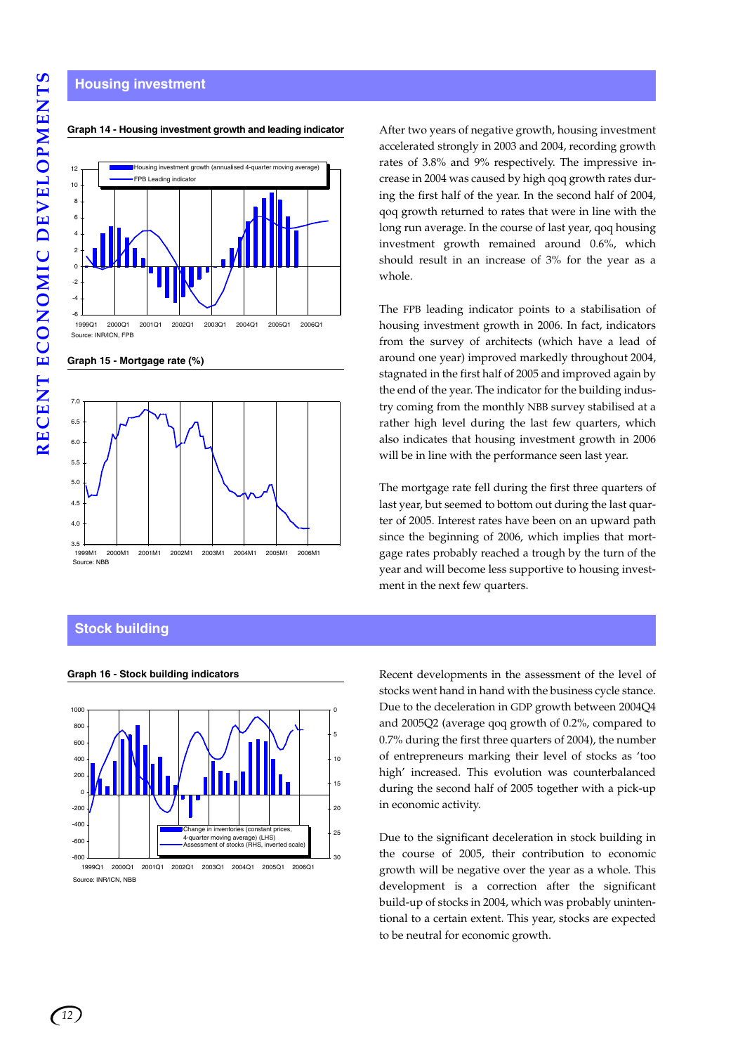## Housing investment

**Graph 14 - Housing investment growth and leading indicator**

Source: INR/ICN, FPB

**Graph 15 - Mortgage rate (%)**

Source: NBB

After two years of negative growth, housing investment accelerated strongly in 2003 and 2004, recording growth rates of 3.8% and 9% respectively. The impressive increase in 2004 was caused by high qoq growth rates during the first half of the year. In the second half of 2004, qoq growth returned to rates that were in line with the long run average. In the course of last year, qoq housing investment growth remained around 0.6%, which should result in an increase of 3% for the year as a whole.

The FPB leading indicator points to a stabilisation of housing investment growth in 2006. In fact, indicators from the survey of architects (which have a lead of around one year) improved markedly throughout 2004, stagnated in the first half of 2005 and improved again by the end of the year. The indicator for the building industry coming from the monthly NBB survey stabilised at a rather high level during the last few quarters, which also indicates that housing investment growth in 2006 will be in line with the performance seen last year.

The mortgage rate fell during the first three quarters of last year, but seemed to bottom out during the last quarter of 2005. Interest rates have been on an upward path since the beginning of 2006, which implies that mortgage rates probably reached a trough by the turn of the year and will become less supportive to housing investment in the next few quarters.

## Stock building

**Graph 16 - Stock building indicators**

Source: INR/ICN, NBB

Recent developments in the assessment of the level of stocks went hand in hand with the business cycle stance. Due to the deceleration in GDP growth between 2004Q4 and 2005Q2 (average qoq growth of 0.2%, compared to 0.7% during the first three quarters of 2004), the number of entrepreneurs marking their level of stocks as 'too high' increased. This evolution was counterbalanced during the second half of 2005 together with a pick-up in economic activity.

Due to the significant deceleration in stock building in the course of 2005, their contribution to economic growth will be negative over the year as a whole. This development is a correction after the significant build-up of stocks in 2004, which was probably unintentional to a certain extent. This year, stocks are expected to be neutral for economic growth.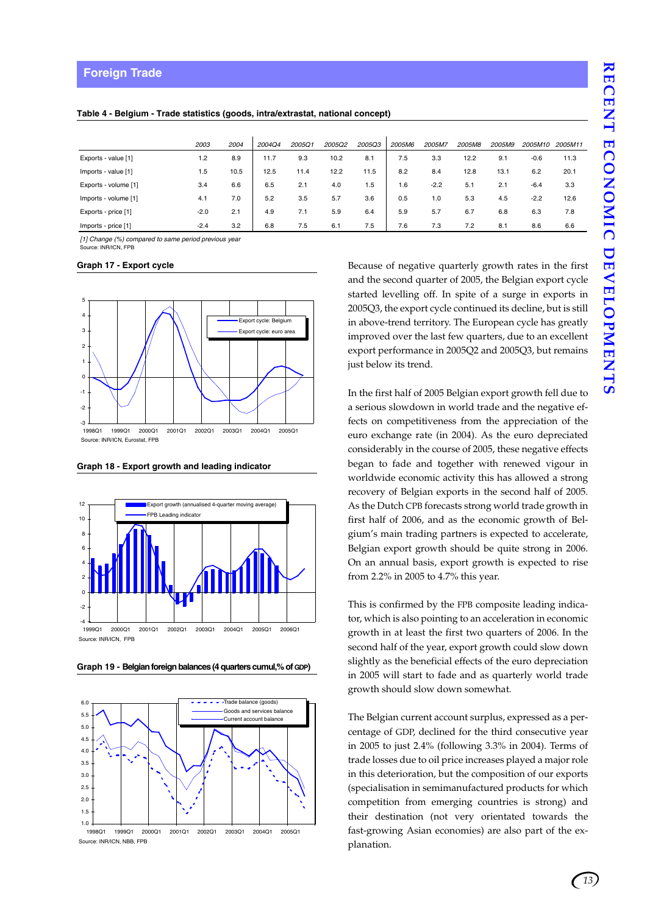## Foreign Trade

**Table 4 - Belgium - Trade statistics (goods, intra/extrastat, national concept)**

| | 2003 | 2004 | 2004Q4 | 2005Q1 | 2005Q2 | 2005Q3 | 2005M6 | 2005M7 | 2005M8 | 2005M9 | 2005M10 | 2005M11 |
|---|---|---|---|---|---|---|---|---|---|---|---|---|
| Exports - value [1] | 1.2 | 8.9 | 11.7 | 9.3 | 10.2 | 8.1 | 7.5 | 3.3 | 12.2 | 9.1 | -0.6 | 11.3 |
| Imports - value [1] | 1.5 | 10.5 | 12.5 | 11.4 | 12.2 | 11.5 | 8.2 | 8.4 | 12.8 | 13.1 | 6.2 | 20.1 |
| Exports - volume [1] | 3.4 | 6.6 | 6.5 | 2.1 | 4.0 | 1.5 | 1.6 | -2.2 | 5.1 | 2.1 | -6.4 | 3.3 |
| Imports - volume [1] | 4.1 | 7.0 | 5.2 | 3.5 | 5.7 | 3.6 | 0.5 | 1.0 | 5.3 | 4.5 | -2.2 | 12.6 |
| Exports - price [1] | -2.0 | 2.1 | 4.9 | 7.1 | 5.9 | 6.4 | 5.9 | 5.7 | 6.7 | 6.8 | 6.3 | 7.8 |
| Imports - price [1] | -2.4 | 3.2 | 6.8 | 7.5 | 6.1 | 7.5 | 7.6 | 7.3 | 7.2 | 8.1 | 8.6 | 6.6 |

*[1] Change (%) compared to same period previous year*
Source: INR/ICN, FPB

**Graph 17 - Export cycle**

Source: INR/ICN, Eurostat, FPB

**Graph 18 - Export growth and leading indicator**

Source: INR/ICN, FPB

**Graph 19 - Belgian foreign balances (4 quarters cumul,% of GDP)**

Source: INR/ICN, NBB, FPB

Because of negative quarterly growth rates in the first and the second quarter of 2005, the Belgian export cycle started levelling off. In spite of a surge in exports in 2005Q3, the export cycle continued its decline, but is still in above-trend territory. The European cycle has greatly improved over the last few quarters, due to an excellent export performance in 2005Q2 and 2005Q3, but remains just below its trend.

In the first half of 2005 Belgian export growth fell due to a serious slowdown in world trade and the negative effects on competitiveness from the appreciation of the euro exchange rate (in 2004). As the euro depreciated considerably in the course of 2005, these negative effects began to fade and together with renewed vigour in worldwide economic activity this has allowed a strong recovery of Belgian exports in the second half of 2005. As the Dutch CPB forecasts strong world trade growth in first half of 2006, and as the economic growth of Belgium's main trading partners is expected to accelerate, Belgian export growth should be quite strong in 2006. On an annual basis, export growth is expected to rise from 2.2% in 2005 to 4.7% this year.

This is confirmed by the FPB composite leading indicator, which is also pointing to an acceleration in economic growth in at least the first two quarters of 2006. In the second half of the year, export growth could slow down slightly as the beneficial effects of the euro depreciation in 2005 will start to fade and as quarterly world trade growth should slow down somewhat.

The Belgian current account surplus, expressed as a percentage of GDP, declined for the third consecutive year in 2005 to just 2.4% (following 3.3% in 2004). Terms of trade losses due to oil price increases played a major role in this deterioration, but the composition of our exports (specialisation in semimanufactured products for which competition from emerging countries is strong) and their destination (not very orientated towards the fast-growing Asian economies) are also part of the explanation.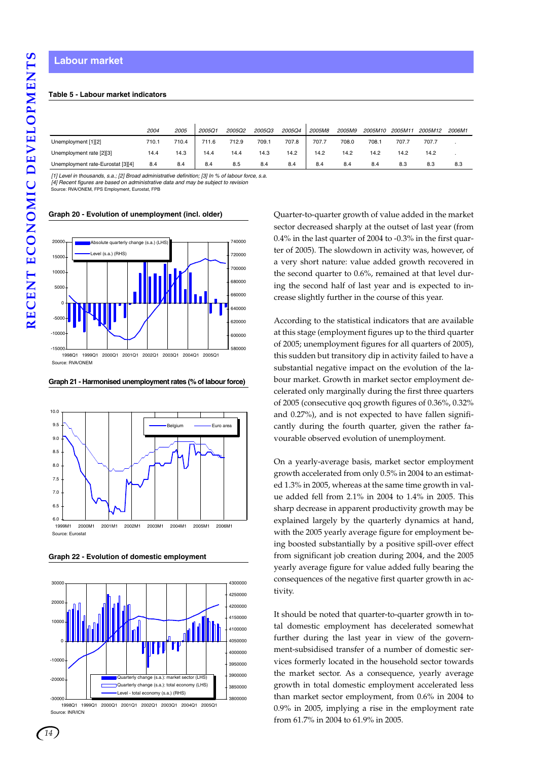## Labour market

**Table 5 - Labour market indicators**

| | 2004 | 2005 | 2005Q1 | 2005Q2 | 2005Q3 | 2005Q4 | 2005M8 | 2005M9 | 2005M10 | 2005M11 | 2005M12 | 2006M1 |
|---|---|---|---|---|---|---|---|---|---|---|---|---|
| Unemployment [1][2] | 710.1 | 710.4 | 711.6 | 712.9 | 709.1 | 707.8 | 707.7 | 708.0 | 708.1 | 707.7 | 707.7 | . |
| Unemployment rate [2][3] | 14.4 | 14.3 | 14.4 | 14.4 | 14.3 | 14.2 | 14.2 | 14.2 | 14.2 | 14.2 | 14.2 | . |
| Unemployment rate-Eurostat [3][4] | 8.4 | 8.4 | 8.4 | 8.5 | 8.4 | 8.4 | 8.4 | 8.4 | 8.4 | 8.3 | 8.3 | 8.3 |

*[1] Level in thousands, s.a.; [2] Broad administrative definition; [3] In % of labour force, s.a.*
*[4] Recent figures are based on administrative data and may be subject to revision*
Source: RVA/ONEM, FPS Employment, Eurostat, FPB

**Graph 20 - Evolution of unemployment (incl. older)**

Source: RVA/ONEM

**Graph 21 - Harmonised unemployment rates (% of labour force)**

Source: Eurostat

**Graph 22 - Evolution of domestic employment**

Source: INR/ICN

Quarter-to-quarter growth of value added in the market sector decreased sharply at the outset of last year (from 0.4% in the last quarter of 2004 to -0.3% in the first quarter of 2005). The slowdown in activity was, however, of a very short nature: value added growth recovered in the second quarter to 0.6%, remained at that level during the second half of last year and is expected to increase slightly further in the course of this year.

According to the statistical indicators that are available at this stage (employment figures up to the third quarter of 2005; unemployment figures for all quarters of 2005), this sudden but transitory dip in activity failed to have a substantial negative impact on the evolution of the labour market. Growth in market sector employment decelerated only marginally during the first three quarters of 2005 (consecutive qoq growth figures of 0.36%, 0.32% and 0.27%), and is not expected to have fallen significantly during the fourth quarter, given the rather favourable observed evolution of unemployment.

On a yearly-average basis, market sector employment growth accelerated from only 0.5% in 2004 to an estimated 1.3% in 2005, whereas at the same time growth in value added fell from 2.1% in 2004 to 1.4% in 2005. This sharp decrease in apparent productivity growth may be explained largely by the quarterly dynamics at hand, with the 2005 yearly average figure for employment being boosted substantially by a positive spill-over effect from significant job creation during 2004, and the 2005 yearly average figure for value added fully bearing the consequences of the negative first quarter growth in activity.

It should be noted that quarter-to-quarter growth in total domestic employment has decelerated somewhat further during the last year in view of the government-subsidised transfer of a number of domestic services formerly located in the household sector towards the market sector. As a consequence, yearly average growth in total domestic employment accelerated less than market sector employment, from 0.6% in 2004 to 0.9% in 2005, implying a rise in the employment rate from 61.7% in 2004 to 61.9% in 2005.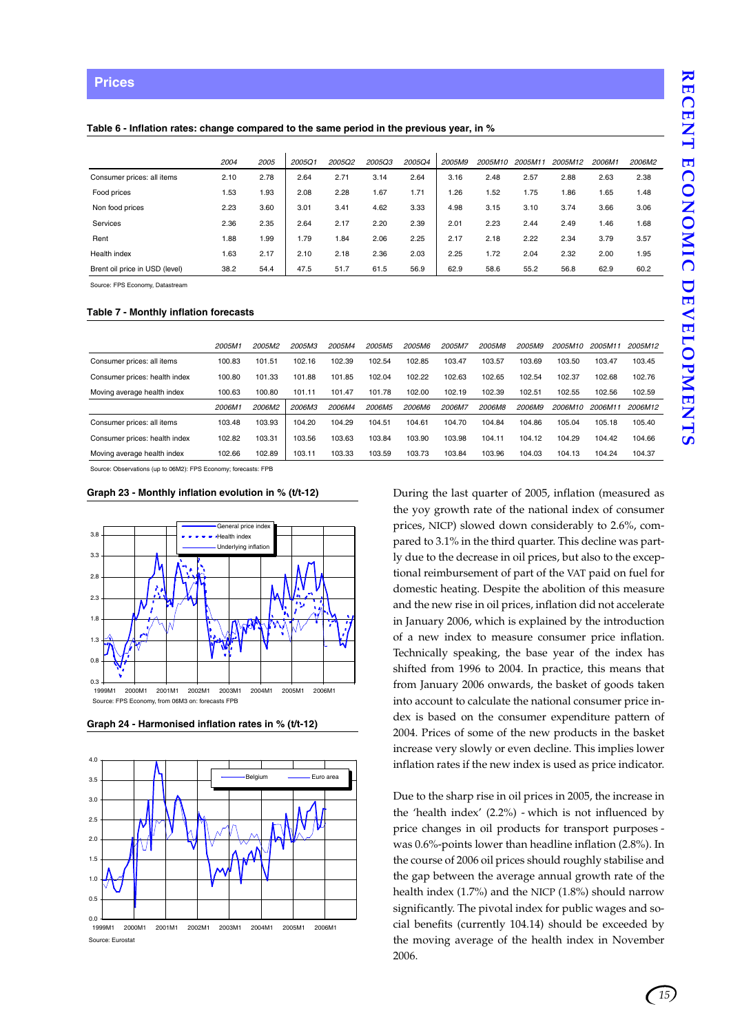## Prices

**Table 6 - Inflation rates: change compared to the same period in the previous year, in %**

| | 2004 | 2005 | 2005Q1 | 2005Q2 | 2005Q3 | 2005Q4 | 2005M9 | 2005M10 | 2005M11 | 2005M12 | 2006M1 | 2006M2 |
|---|---|---|---|---|---|---|---|---|---|---|---|---|
| Consumer prices: all items | 2.10 | 2.78 | 2.64 | 2.71 | 3.14 | 2.64 | 3.16 | 2.48 | 2.57 | 2.88 | 2.63 | 2.38 |
| Food prices | 1.53 | 1.93 | 2.08 | 2.28 | 1.67 | 1.71 | 1.26 | 1.52 | 1.75 | 1.86 | 1.65 | 1.48 |
| Non food prices | 2.23 | 3.60 | 3.01 | 3.41 | 4.62 | 3.33 | 4.98 | 3.15 | 3.10 | 3.74 | 3.66 | 3.06 |
| Services | 2.36 | 2.35 | 2.64 | 2.17 | 2.20 | 2.39 | 2.01 | 2.23 | 2.44 | 2.49 | 1.46 | 1.68 |
| Rent | 1.88 | 1.99 | 1.79 | 1.84 | 2.06 | 2.25 | 2.17 | 2.18 | 2.22 | 2.34 | 3.79 | 3.57 |
| Health index | 1.63 | 2.17 | 2.10 | 2.18 | 2.36 | 2.03 | 2.25 | 1.72 | 2.04 | 2.32 | 2.00 | 1.95 |
| Brent oil price in USD (level) | 38.2 | 54.4 | 47.5 | 51.7 | 61.5 | 56.9 | 62.9 | 58.6 | 55.2 | 56.8 | 62.9 | 60.2 |

Source: FPS Economy, Datastream

**Table 7 - Monthly inflation forecasts**

| | 2005M1 | 2005M2 | 2005M3 | 2005M4 | 2005M5 | 2005M6 | 2005M7 | 2005M8 | 2005M9 | 2005M10 | 2005M11 | 2005M12 |
|---|---|---|---|---|---|---|---|---|---|---|---|---|
| Consumer prices: all items | 100.83 | 101.51 | 102.16 | 102.39 | 102.54 | 102.85 | 103.47 | 103.57 | 103.69 | 103.50 | 103.47 | 103.45 |
| Consumer prices: health index | 100.80 | 101.33 | 101.88 | 101.85 | 102.04 | 102.22 | 102.63 | 102.65 | 102.54 | 102.37 | 102.68 | 102.76 |
| Moving average health index | 100.63 | 100.80 | 101.11 | 101.47 | 101.78 | 102.00 | 102.19 | 102.39 | 102.51 | 102.55 | 102.56 | 102.59 |
| | 2006M1 | 2006M2 | 2006M3 | 2006M4 | 2006M5 | 2006M6 | 2006M7 | 2006M8 | 2006M9 | 2006M10 | 2006M11 | 2006M12 |
| Consumer prices: all items | 103.48 | 103.93 | 104.20 | 104.29 | 104.51 | 104.61 | 104.70 | 104.84 | 104.86 | 105.04 | 105.18 | 105.40 |
| Consumer prices: health index | 102.82 | 103.31 | 103.56 | 103.63 | 103.84 | 103.90 | 103.98 | 104.11 | 104.12 | 104.29 | 104.42 | 104.66 |
| Moving average health index | 102.66 | 102.89 | 103.11 | 103.33 | 103.59 | 103.73 | 103.84 | 103.96 | 104.03 | 104.13 | 104.24 | 104.37 |

Source: Observations (up to 06M2): FPS Economy; forecasts: FPB

**Graph 23 - Monthly inflation evolution in % (t/t-12)**

Source: FPS Economy, from 06M3 on: forecasts FPB

**Graph 24 - Harmonised inflation rates in % (t/t-12)**

Source: Eurostat

During the last quarter of 2005, inflation (measured as the yoy growth rate of the national index of consumer prices, NICP) slowed down considerably to 2.6%, compared to 3.1% in the third quarter. This decline was partly due to the decrease in oil prices, but also to the exceptional reimbursement of part of the VAT paid on fuel for domestic heating. Despite the abolition of this measure and the new rise in oil prices, inflation did not accelerate in January 2006, which is explained by the introduction of a new index to measure consumer price inflation. Technically speaking, the base year of the index has shifted from 1996 to 2004. In practice, this means that from January 2006 onwards, the basket of goods taken into account to calculate the national consumer price index is based on the consumer expenditure pattern of 2004. Prices of some of the new products in the basket increase very slowly or even decline. This implies lower inflation rates if the new index is used as price indicator.

Due to the sharp rise in oil prices in 2005, the increase in the 'health index' (2.2%) - which is not influenced by price changes in oil products for transport purposes - was 0.6%-points lower than headline inflation (2.8%). In the course of 2006 oil prices should roughly stabilise and the gap between the average annual growth rate of the health index (1.7%) and the NICP (1.8%) should narrow significantly. The pivotal index for public wages and social benefits (currently 104.14) should be exceeded by the moving average of the health index in November 2006.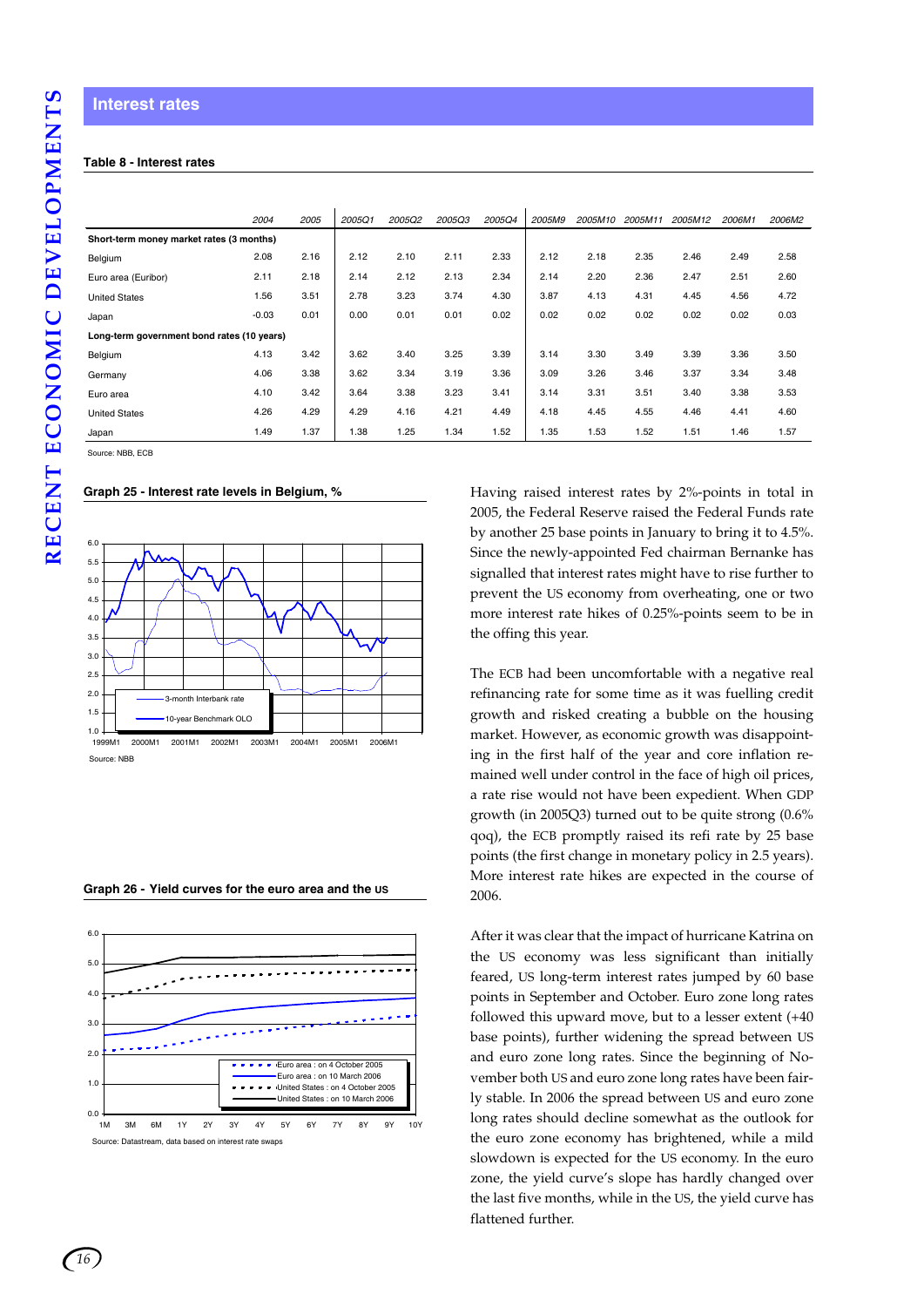## Interest rates

**Table 8 - Interest rates**

| | 2004 | 2005 | 2005Q1 | 2005Q2 | 2005Q3 | 2005Q4 | 2005M9 | 2005M10 | 2005M11 | 2005M12 | 2006M1 | 2006M2 |
|---|---|---|---|---|---|---|---|---|---|---|---|---|
| **Short-term money market rates (3 months)** | | | | | | | | | | | | |
| Belgium | 2.08 | 2.16 | 2.12 | 2.10 | 2.11 | 2.33 | 2.12 | 2.18 | 2.35 | 2.46 | 2.49 | 2.58 |
| Euro area (Euribor) | 2.11 | 2.18 | 2.14 | 2.12 | 2.13 | 2.34 | 2.14 | 2.20 | 2.36 | 2.47 | 2.51 | 2.60 |
| United States | 1.56 | 3.51 | 2.78 | 3.23 | 3.74 | 4.30 | 3.87 | 4.13 | 4.31 | 4.45 | 4.56 | 4.72 |
| Japan | -0.03 | 0.01 | 0.00 | 0.01 | 0.01 | 0.02 | 0.02 | 0.02 | 0.02 | 0.02 | 0.02 | 0.03 |
| **Long-term government bond rates (10 years)** | | | | | | | | | | | | |
| Belgium | 4.13 | 3.42 | 3.62 | 3.40 | 3.25 | 3.39 | 3.14 | 3.30 | 3.49 | 3.39 | 3.36 | 3.50 |
| Germany | 4.06 | 3.38 | 3.62 | 3.34 | 3.19 | 3.36 | 3.09 | 3.26 | 3.46 | 3.37 | 3.34 | 3.48 |
| Euro area | 4.10 | 3.42 | 3.64 | 3.38 | 3.23 | 3.41 | 3.14 | 3.31 | 3.51 | 3.40 | 3.38 | 3.53 |
| United States | 4.26 | 4.29 | 4.29 | 4.16 | 4.21 | 4.49 | 4.18 | 4.45 | 4.55 | 4.46 | 4.41 | 4.60 |
| Japan | 1.49 | 1.37 | 1.38 | 1.25 | 1.34 | 1.52 | 1.35 | 1.53 | 1.52 | 1.51 | 1.46 | 1.57 |

Source: NBB, ECB

**Graph 25 - Interest rate levels in Belgium, %**

Source: NBB

**Graph 26 - Yield curves for the euro area and the US**

Source: Datastream, data based on interest rate swaps

Having raised interest rates by 2%-points in total in 2005, the Federal Reserve raised the Federal Funds rate by another 25 base points in January to bring it to 4.5%. Since the newly-appointed Fed chairman Bernanke has signalled that interest rates might have to rise further to prevent the US economy from overheating, one or two more interest rate hikes of 0.25%-points seem to be in the offing this year.

The ECB had been uncomfortable with a negative real refinancing rate for some time as it was fuelling credit growth and risked creating a bubble on the housing market. However, as economic growth was disappointing in the first half of the year and core inflation remained well under control in the face of high oil prices, a rate rise would not have been expedient. When GDP growth (in 2005Q3) turned out to be quite strong (0.6% qoq), the ECB promptly raised its refi rate by 25 base points (the first change in monetary policy in 2.5 years). More interest rate hikes are expected in the course of 2006.

After it was clear that the impact of hurricane Katrina on the US economy was less significant than initially feared, US long-term interest rates jumped by 60 base points in September and October. Euro zone long rates followed this upward move, but to a lesser extent (+40 base points), further widening the spread between US and euro zone long rates. Since the beginning of November both US and euro zone long rates have been fairly stable. In 2006 the spread between US and euro zone long rates should decline somewhat as the outlook for the euro zone economy has brightened, while a mild slowdown is expected for the US economy. In the euro zone, the yield curve's slope has hardly changed over the last five months, while in the US, the yield curve has flattened further.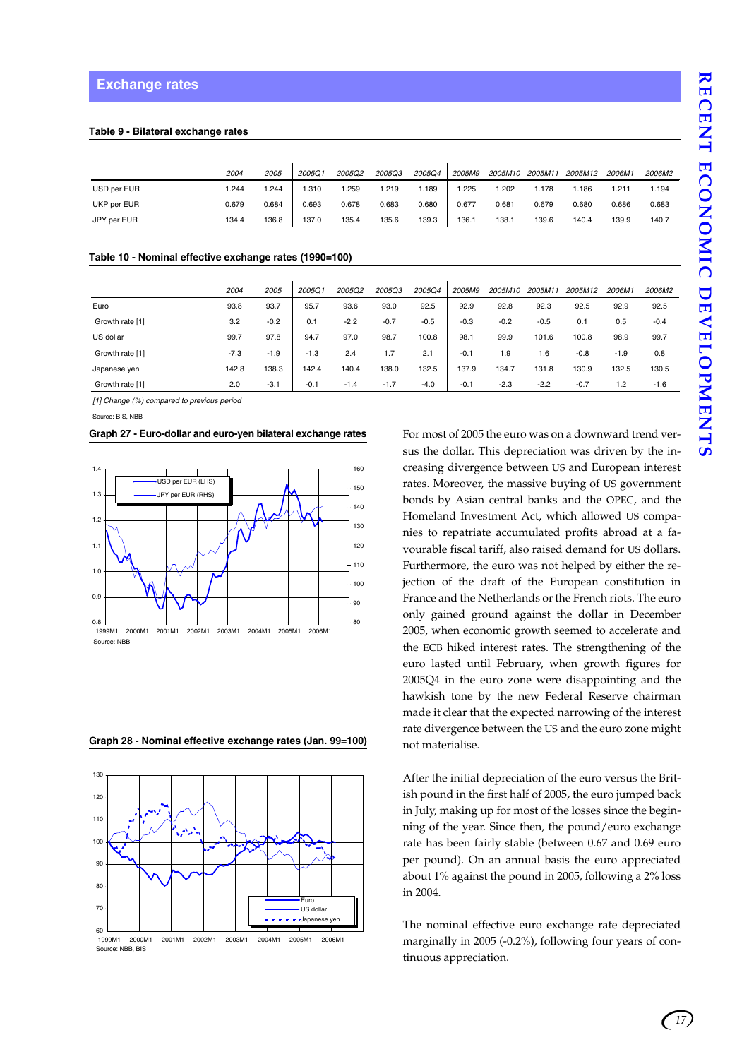## Exchange rates

**Table 9 - Bilateral exchange rates**

| | 2004 | 2005 | 2005Q1 | 2005Q2 | 2005Q3 | 2005Q4 | 2005M9 | 2005M10 | 2005M11 | 2005M12 | 2006M1 | 2006M2 |
|---|---|---|---|---|---|---|---|---|---|---|---|---|
| USD per EUR | 1.244 | 1.244 | 1.310 | 1.259 | 1.219 | 1.189 | 1.225 | 1.202 | 1.178 | 1.186 | 1.211 | 1.194 |
| UKP per EUR | 0.679 | 0.684 | 0.693 | 0.678 | 0.683 | 0.680 | 0.677 | 0.681 | 0.679 | 0.680 | 0.686 | 0.683 |
| JPY per EUR | 134.4 | 136.8 | 137.0 | 135.4 | 135.6 | 139.3 | 136.1 | 138.1 | 139.6 | 140.4 | 139.9 | 140.7 |

**Table 10 - Nominal effective exchange rates (1990=100)**

| | 2004 | 2005 | 2005Q1 | 2005Q2 | 2005Q3 | 2005Q4 | 2005M9 | 2005M10 | 2005M11 | 2005M12 | 2006M1 | 2006M2 |
|---|---|---|---|---|---|---|---|---|---|---|---|---|
| Euro | 93.8 | 93.7 | 95.7 | 93.6 | 93.0 | 92.5 | 92.9 | 92.8 | 92.3 | 92.5 | 92.9 | 92.5 |
| Growth rate [1] | 3.2 | -0.2 | 0.1 | -2.2 | -0.7 | -0.5 | -0.3 | -0.2 | -0.5 | 0.1 | 0.5 | -0.4 |
| US dollar | 99.7 | 97.8 | 94.7 | 97.0 | 98.7 | 100.8 | 98.1 | 99.9 | 101.6 | 100.8 | 98.9 | 99.7 |
| Growth rate [1] | -7.3 | -1.9 | -1.3 | 2.4 | 1.7 | 2.1 | -0.1 | 1.9 | 1.6 | -0.8 | -1.9 | 0.8 |
| Japanese yen | 142.8 | 138.3 | 142.4 | 140.4 | 138.0 | 132.5 | 137.9 | 134.7 | 131.8 | 130.9 | 132.5 | 130.5 |
| Growth rate [1] | 2.0 | -3.1 | -0.1 | -1.4 | -1.7 | -4.0 | -0.1 | -2.3 | -2.2 | -0.7 | 1.2 | -1.6 |

*[1] Change (%) compared to previous period*

Source: BIS, NBB

**Graph 27 - Euro-dollar and euro-yen bilateral exchange rates**

Source: NBB

**Graph 28 - Nominal effective exchange rates (Jan. 99=100)**

Source: NBB, BIS

For most of 2005 the euro was on a downward trend versus the dollar. This depreciation was driven by the increasing divergence between US and European interest rates. Moreover, the massive buying of US government bonds by Asian central banks and the OPEC, and the Homeland Investment Act, which allowed US companies to repatriate accumulated profits abroad at a favourable fiscal tariff, also raised demand for US dollars. Furthermore, the euro was not helped by either the rejection of the draft of the European constitution in France and the Netherlands or the French riots. The euro only gained ground against the dollar in December 2005, when economic growth seemed to accelerate and the ECB hiked interest rates. The strengthening of the euro lasted until February, when growth figures for 2005Q4 in the euro zone were disappointing and the hawkish tone by the new Federal Reserve chairman made it clear that the expected narrowing of the interest rate divergence between the US and the euro zone might not materialise.

After the initial depreciation of the euro versus the British pound in the first half of 2005, the euro jumped back in July, making up for most of the losses since the beginning of the year. Since then, the pound/euro exchange rate has been fairly stable (between 0.67 and 0.69 euro per pound). On an annual basis the euro appreciated about 1% against the pound in 2005, following a 2% loss in 2004.

The nominal effective euro exchange rate depreciated marginally in 2005 (-0.2%), following four years of continuous appreciation.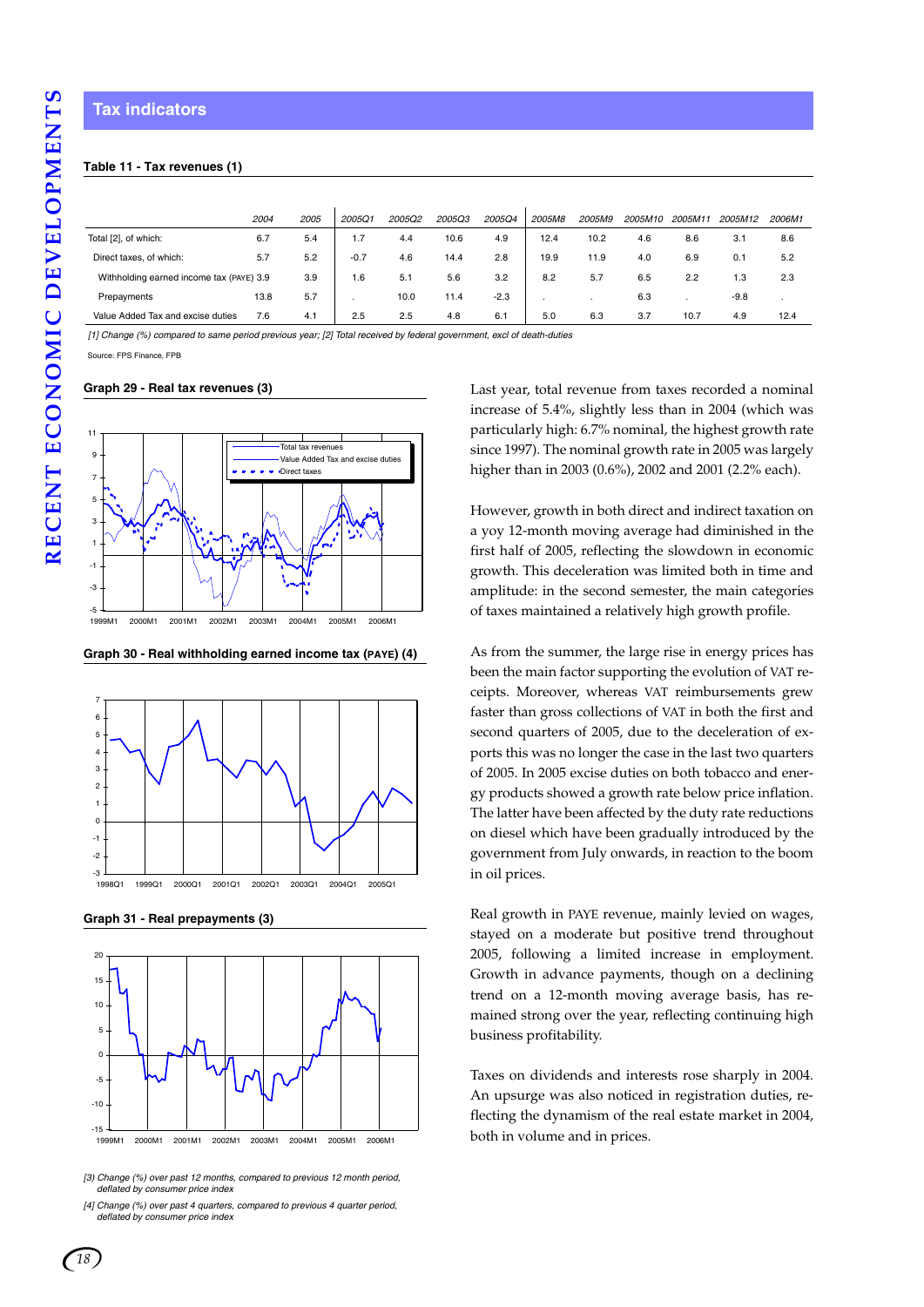## Tax indicators

**Table 11 - Tax revenues (1)**

| | 2004 | 2005 | 2005Q1 | 2005Q2 | 2005Q3 | 2005Q4 | 2005M8 | 2005M9 | 2005M10 | 2005M11 | 2005M12 | 2006M1 |
|---|---|---|---|---|---|---|---|---|---|---|---|---|
| Total [2], of which: | 6.7 | 5.4 | 1.7 | 4.4 | 10.6 | 4.9 | 12.4 | 10.2 | 4.6 | 8.6 | 3.1 | 8.6 |
| Direct taxes, of which: | 5.7 | 5.2 | -0.7 | 4.6 | 14.4 | 2.8 | 19.9 | 11.9 | 4.0 | 6.9 | 0.1 | 5.2 |
| Withholding earned income tax (PAYE) | 3.9 | 3.9 | 1.6 | 5.1 | 5.6 | 3.2 | 8.2 | 5.7 | 6.5 | 2.2 | 1.3 | 2.3 |
| Prepayments | 13.8 | 5.7 | . | 10.0 | 11.4 | -2.3 | . | . | 6.3 | . | -9.8 | . |
| Value Added Tax and excise duties | 7.6 | 4.1 | 2.5 | 2.5 | 4.8 | 6.1 | 5.0 | 6.3 | 3.7 | 10.7 | 4.9 | 12.4 |

*[1] Change (%) compared to same period previous year; [2] Total received by federal government, excl of death-duties*

Source: FPS Finance, FPB

**Graph 29 - Real tax revenues (3)**

**Graph 30 - Real withholding earned income tax (PAYE) (4)**

**Graph 31 - Real prepayments (3)**

*[3] Change (%) over past 12 months, compared to previous 12 month period, deflated by consumer price index*

*[4] Change (%) over past 4 quarters, compared to previous 4 quarter period, deflated by consumer price index*

Last year, total revenue from taxes recorded a nominal increase of 5.4%, slightly less than in 2004 (which was particularly high: 6.7% nominal, the highest growth rate since 1997). The nominal growth rate in 2005 was largely higher than in 2003 (0.6%), 2002 and 2001 (2.2% each).

However, growth in both direct and indirect taxation on a yoy 12-month moving average had diminished in the first half of 2005, reflecting the slowdown in economic growth. This deceleration was limited both in time and amplitude: in the second semester, the main categories of taxes maintained a relatively high growth profile.

As from the summer, the large rise in energy prices has been the main factor supporting the evolution of VAT receipts. Moreover, whereas VAT reimbursements grew faster than gross collections of VAT in both the first and second quarters of 2005, due to the deceleration of exports this was no longer the case in the last two quarters of 2005. In 2005 excise duties on both tobacco and energy products showed a growth rate below price inflation. The latter have been affected by the duty rate reductions on diesel which have been gradually introduced by the government from July onwards, in reaction to the boom in oil prices.

Real growth in PAYE revenue, mainly levied on wages, stayed on a moderate but positive trend throughout 2005, following a limited increase in employment. Growth in advance payments, though on a declining trend on a 12-month moving average basis, has remained strong over the year, reflecting continuing high business profitability.

Taxes on dividends and interests rose sharply in 2004. An upsurge was also noticed in registration duties, reflecting the dynamism of the real estate market in 2004, both in volume and in prices.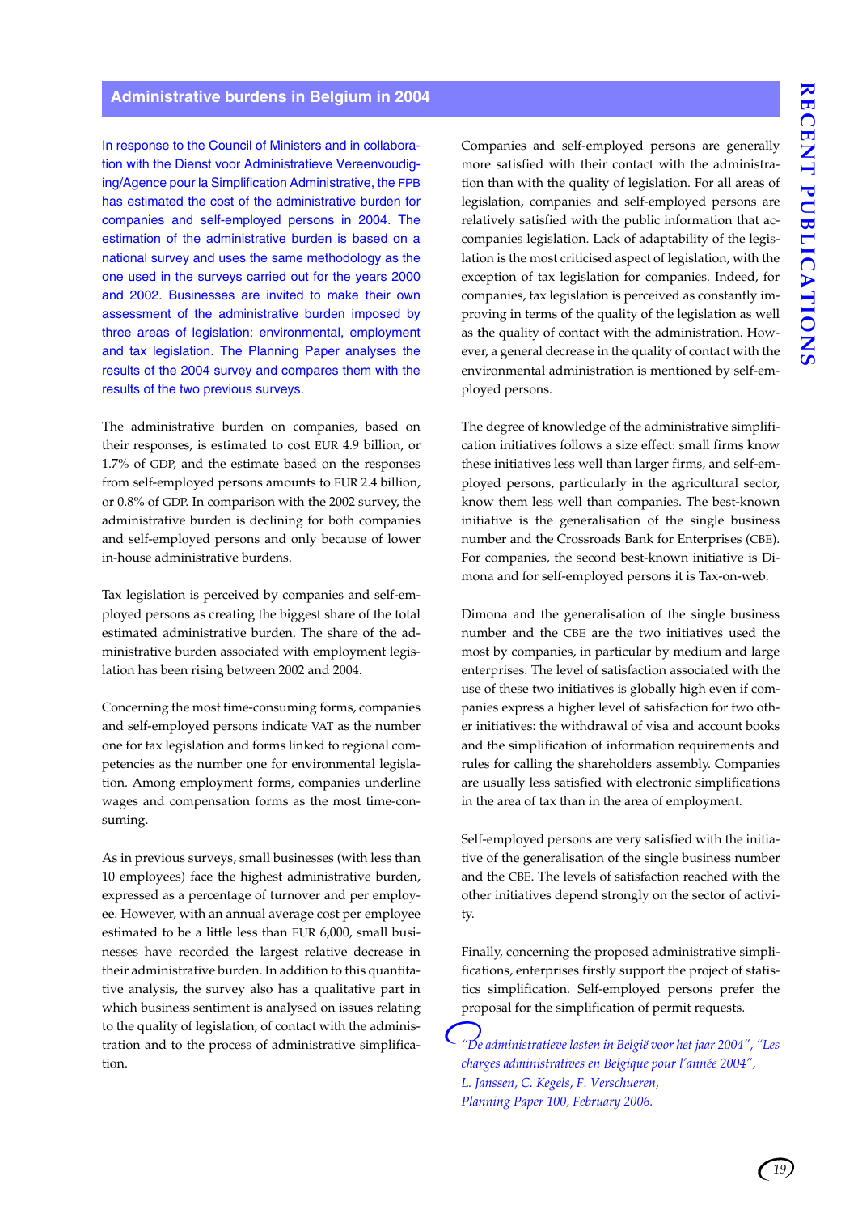## Administrative burdens in Belgium in 2004

In response to the Council of Ministers and in collaboration with the Dienst voor Administratieve Vereenvoudiging/Agence pour la Simplification Administrative, the FPB has estimated the cost of the administrative burden for companies and self-employed persons in 2004. The estimation of the administrative burden is based on a national survey and uses the same methodology as the one used in the surveys carried out for the years 2000 and 2002. Businesses are invited to make their own assessment of the administrative burden imposed by three areas of legislation: environmental, employment and tax legislation. The Planning Paper analyses the results of the 2004 survey and compares them with the results of the two previous surveys.

The administrative burden on companies, based on their responses, is estimated to cost EUR 4.9 billion, or 1.7% of GDP, and the estimate based on the responses from self-employed persons amounts to EUR 2.4 billion, or 0.8% of GDP. In comparison with the 2002 survey, the administrative burden is declining for both companies and self-employed persons and only because of lower in-house administrative burdens.

Tax legislation is perceived by companies and self-employed persons as creating the biggest share of the total estimated administrative burden. The share of the administrative burden associated with employment legislation has been rising between 2002 and 2004.

Concerning the most time-consuming forms, companies and self-employed persons indicate VAT as the number one for tax legislation and forms linked to regional competencies as the number one for environmental legislation. Among employment forms, companies underline wages and compensation forms as the most time-consuming.

As in previous surveys, small businesses (with less than 10 employees) face the highest administrative burden, expressed as a percentage of turnover and per employee. However, with an annual average cost per employee estimated to be a little less than EUR 6,000, small businesses have recorded the largest relative decrease in their administrative burden. In addition to this quantitative analysis, the survey also has a qualitative part in which business sentiment is analysed on issues relating to the quality of legislation, of contact with the administration and to the process of administrative simplification.

Companies and self-employed persons are generally more satisfied with their contact with the administration than with the quality of legislation. For all areas of legislation, companies and self-employed persons are relatively satisfied with the public information that accompanies legislation. Lack of adaptability of the legislation is the most criticised aspect of legislation, with the exception of tax legislation for companies. Indeed, for companies, tax legislation is perceived as constantly improving in terms of the quality of the legislation as well as the quality of contact with the administration. However, a general decrease in the quality of contact with the environmental administration is mentioned by self-employed persons.

The degree of knowledge of the administrative simplification initiatives follows a size effect: small firms know these initiatives less well than larger firms, and self-employed persons, particularly in the agricultural sector, know them less well than companies. The best-known initiative is the generalisation of the single business number and the Crossroads Bank for Enterprises (CBE). For companies, the second best-known initiative is Dimona and for self-employed persons it is Tax-on-web.

Dimona and the generalisation of the single business number and the CBE are the two initiatives used the most by companies, in particular by medium and large enterprises. The level of satisfaction associated with the use of these two initiatives is globally high even if companies express a higher level of satisfaction for two other initiatives: the withdrawal of visa and account books and the simplification of information requirements and rules for calling the shareholders assembly. Companies are usually less satisfied with electronic simplifications in the area of tax than in the area of employment.

Self-employed persons are very satisfied with the initiative of the generalisation of the single business number and the CBE. The levels of satisfaction reached with the other initiatives depend strongly on the sector of activity.

Finally, concerning the proposed administrative simplifications, enterprises firstly support the project of statistics simplification. Self-employed persons prefer the proposal for the simplification of permit requests.

*"De administratieve lasten in België voor het jaar 2004", "Les charges administratives en Belgique pour l'année 2004", L. Janssen, C. Kegels, F. Verschueren, Planning Paper 100, February 2006.*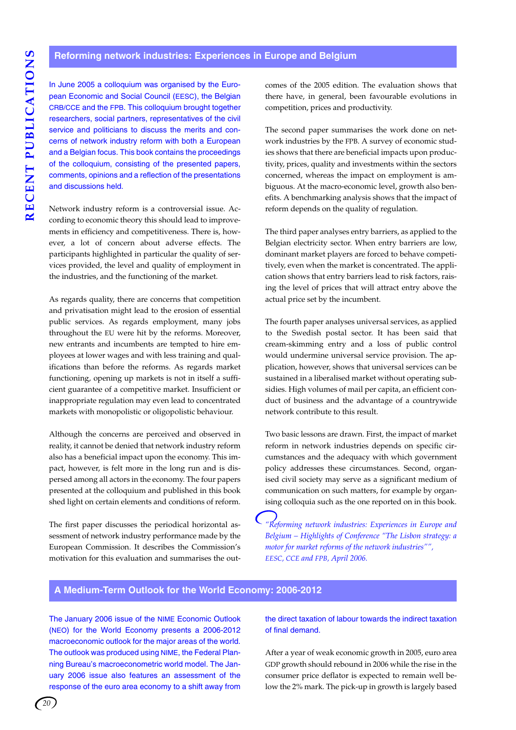## Reforming network industries: Experiences in Europe and Belgium

In June 2005 a colloquium was organised by the European Economic and Social Council (EESC), the Belgian CRB/CCE and the FPB. This colloquium brought together researchers, social partners, representatives of the civil service and politicians to discuss the merits and concerns of network industry reform with both a European and a Belgian focus. This book contains the proceedings of the colloquium, consisting of the presented papers, comments, opinions and a reflection of the presentations and discussions held.

Network industry reform is a controversial issue. According to economic theory this should lead to improvements in efficiency and competitiveness. There is, however, a lot of concern about adverse effects. The participants highlighted in particular the quality of services provided, the level and quality of employment in the industries, and the functioning of the market.

As regards quality, there are concerns that competition and privatisation might lead to the erosion of essential public services. As regards employment, many jobs throughout the EU were hit by the reforms. Moreover, new entrants and incumbents are tempted to hire employees at lower wages and with less training and qualifications than before the reforms. As regards market functioning, opening up markets is not in itself a sufficient guarantee of a competitive market. Insufficient or inappropriate regulation may even lead to concentrated markets with monopolistic or oligopolistic behaviour.

Although the concerns are perceived and observed in reality, it cannot be denied that network industry reform also has a beneficial impact upon the economy. This impact, however, is felt more in the long run and is dispersed among all actors in the economy. The four papers presented at the colloquium and published in this book shed light on certain elements and conditions of reform.

The first paper discusses the periodical horizontal assessment of network industry performance made by the European Commission. It describes the Commission's motivation for this evaluation and summarises the outcomes of the 2005 edition. The evaluation shows that there have, in general, been favourable evolutions in competition, prices and productivity.

The second paper summarises the work done on network industries by the FPB. A survey of economic studies shows that there are beneficial impacts upon productivity, prices, quality and investments within the sectors concerned, whereas the impact on employment is ambiguous. At the macro-economic level, growth also benefits. A benchmarking analysis shows that the impact of reform depends on the quality of regulation.

The third paper analyses entry barriers, as applied to the Belgian electricity sector. When entry barriers are low, dominant market players are forced to behave competitively, even when the market is concentrated. The application shows that entry barriers lead to risk factors, raising the level of prices that will attract entry above the actual price set by the incumbent.

The fourth paper analyses universal services, as applied to the Swedish postal sector. It has been said that cream-skimming entry and a loss of public control would undermine universal service provision. The application, however, shows that universal services can be sustained in a liberalised market without operating subsidies. High volumes of mail per capita, an efficient conduct of business and the advantage of a countrywide network contribute to this result.

Two basic lessons are drawn. First, the impact of market reform in network industries depends on specific circumstances and the adequacy with which government policy addresses these circumstances. Second, organised civil society may serve as a significant medium of communication on such matters, for example by organising colloquia such as the one reported on in this book.

*"Reforming network industries: Experiences in Europe and Belgium – Highlights of Conference "The Lisbon strategy: a motor for market reforms of the network industries"", EESC, CCE and FPB, April 2006.*

## A Medium-Term Outlook for the World Economy: 2006-2012

The January 2006 issue of the NIME Economic Outlook (NEO) for the World Economy presents a 2006-2012 macroeconomic outlook for the major areas of the world. The outlook was produced using NIME, the Federal Planning Bureau's macroeconometric world model. The January 2006 issue also features an assessment of the response of the euro area economy to a shift away from the direct taxation of labour towards the indirect taxation of final demand.

After a year of weak economic growth in 2005, euro area GDP growth should rebound in 2006 while the rise in the consumer price deflator is expected to remain well below the 2% mark. The pick-up in growth is largely based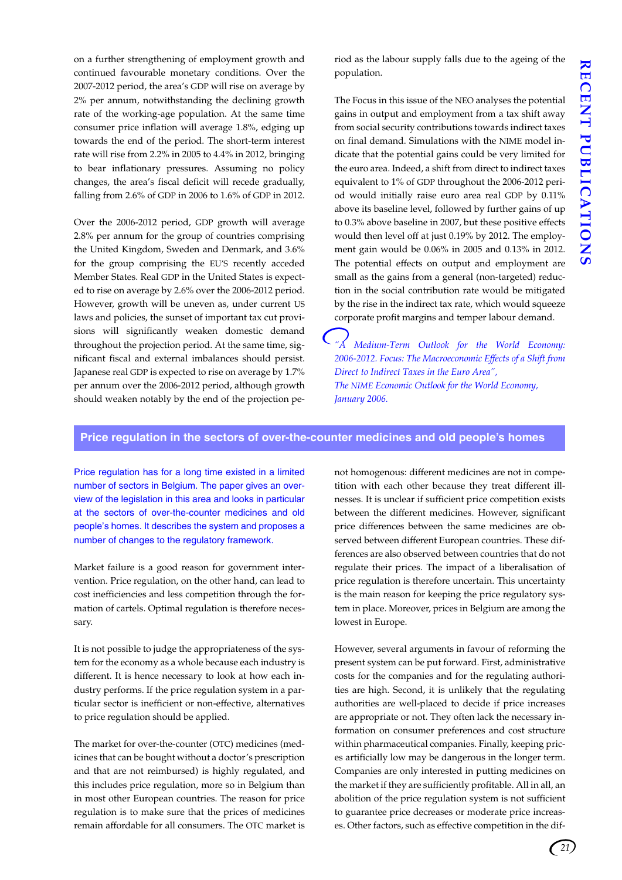on a further strengthening of employment growth and continued favourable monetary conditions. Over the 2007-2012 period, the area's GDP will rise on average by 2% per annum, notwithstanding the declining growth rate of the working-age population. At the same time consumer price inflation will average 1.8%, edging up towards the end of the period. The short-term interest rate will rise from 2.2% in 2005 to 4.4% in 2012, bringing to bear inflationary pressures. Assuming no policy changes, the area's fiscal deficit will recede gradually, falling from 2.6% of GDP in 2006 to 1.6% of GDP in 2012.

Over the 2006-2012 period, GDP growth will average 2.8% per annum for the group of countries comprising the United Kingdom, Sweden and Denmark, and 3.6% for the group comprising the EU'S recently acceded Member States. Real GDP in the United States is expected to rise on average by 2.6% over the 2006-2012 period. However, growth will be uneven as, under current US laws and policies, the sunset of important tax cut provisions will significantly weaken domestic demand throughout the projection period. At the same time, significant fiscal and external imbalances should persist. Japanese real GDP is expected to rise on average by 1.7% per annum over the 2006-2012 period, although growth should weaken notably by the end of the projection period as the labour supply falls due to the ageing of the population.

The Focus in this issue of the NEO analyses the potential gains in output and employment from a tax shift away from social security contributions towards indirect taxes on final demand. Simulations with the NIME model indicate that the potential gains could be very limited for the euro area. Indeed, a shift from direct to indirect taxes equivalent to 1% of GDP throughout the 2006-2012 period would initially raise euro area real GDP by 0.11% above its baseline level, followed by further gains of up to 0.3% above baseline in 2007, but these positive effects would then level off at just 0.19% by 2012. The employment gain would be 0.06% in 2005 and 0.13% in 2012. The potential effects on output and employment are small as the gains from a general (non-targeted) reduction in the social contribution rate would be mitigated by the rise in the indirect tax rate, which would squeeze corporate profit margins and temper labour demand.

*"A Medium-Term Outlook for the World Economy: 2006-2012. Focus: The Macroeconomic Effects of a Shift from Direct to Indirect Taxes in the Euro Area", The NIME Economic Outlook for the World Economy, January 2006.*

## Price regulation in the sectors of over-the-counter medicines and old people's homes

Price regulation has for a long time existed in a limited number of sectors in Belgium. The paper gives an overview of the legislation in this area and looks in particular at the sectors of over-the-counter medicines and old people's homes. It describes the system and proposes a number of changes to the regulatory framework.

Market failure is a good reason for government intervention. Price regulation, on the other hand, can lead to cost inefficiencies and less competition through the formation of cartels. Optimal regulation is therefore necessary.

It is not possible to judge the appropriateness of the system for the economy as a whole because each industry is different. It is hence necessary to look at how each industry performs. If the price regulation system in a particular sector is inefficient or non-effective, alternatives to price regulation should be applied.

The market for over-the-counter (OTC) medicines (medicines that can be bought without a doctor's prescription and that are not reimbursed) is highly regulated, and this includes price regulation, more so in Belgium than in most other European countries. The reason for price regulation is to make sure that the prices of medicines remain affordable for all consumers. The OTC market is not homogenous: different medicines are not in competition with each other because they treat different illnesses. It is unclear if sufficient price competition exists between the different medicines. However, significant price differences between the same medicines are observed between different European countries. These differences are also observed between countries that do not regulate their prices. The impact of a liberalisation of price regulation is therefore uncertain. This uncertainty is the main reason for keeping the price regulatory system in place. Moreover, prices in Belgium are among the lowest in Europe.

However, several arguments in favour of reforming the present system can be put forward. First, administrative costs for the companies and for the regulating authorities are high. Second, it is unlikely that the regulating authorities are well-placed to decide if price increases are appropriate or not. They often lack the necessary information on consumer preferences and cost structure within pharmaceutical companies. Finally, keeping prices artificially low may be dangerous in the longer term. Companies are only interested in putting medicines on the market if they are sufficiently profitable. All in all, an abolition of the price regulation system is not sufficient to guarantee price decreases or moderate price increases. Other factors, such as effective competition in the dif-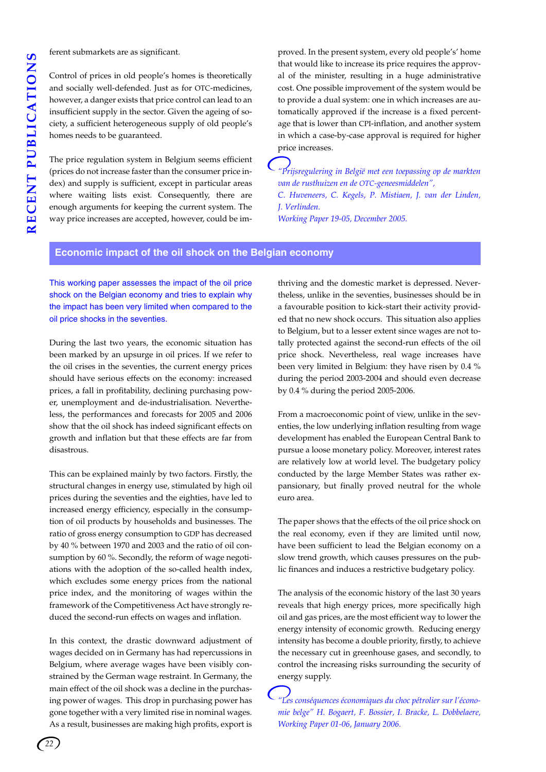ferent submarkets are as significant.

Control of prices in old people's homes is theoretically and socially well-defended. Just as for OTC-medicines, however, a danger exists that price control can lead to an insufficient supply in the sector. Given the ageing of society, a sufficient heterogeneous supply of old people's homes needs to be guaranteed.

The price regulation system in Belgium seems efficient (prices do not increase faster than the consumer price index) and supply is sufficient, except in particular areas where waiting lists exist. Consequently, there are enough arguments for keeping the current system. The way price increases are accepted, however, could be improved. In the present system, every old people's' home that would like to increase its price requires the approval of the minister, resulting in a huge administrative cost. One possible improvement of the system would be to provide a dual system: one in which increases are automatically approved if the increase is a fixed percentage that is lower than CPI-inflation, and another system in which a case-by-case approval is required for higher price increases.

*"Prijsregulering in België met een toepassing op de markten van de rusthuizen en de OTC-geneesmiddelen", C. Huveneers, C. Kegels, P. Mistiaen, J. van der Linden, J. Verlinden. Working Paper 19-05, December 2005.*

## Economic impact of the oil shock on the Belgian economy

This working paper assesses the impact of the oil price shock on the Belgian economy and tries to explain why the impact has been very limited when compared to the oil price shocks in the seventies.

During the last two years, the economic situation has been marked by an upsurge in oil prices. If we refer to the oil crises in the seventies, the current energy prices should have serious effects on the economy: increased prices, a fall in profitability, declining purchasing power, unemployment and de-industrialisation. Nevertheless, the performances and forecasts for 2005 and 2006 show that the oil shock has indeed significant effects on growth and inflation but that these effects are far from disastrous.

This can be explained mainly by two factors. Firstly, the structural changes in energy use, stimulated by high oil prices during the seventies and the eighties, have led to increased energy efficiency, especially in the consumption of oil products by households and businesses. The ratio of gross energy consumption to GDP has decreased by 40 % between 1970 and 2003 and the ratio of oil consumption by 60 %. Secondly, the reform of wage negotiations with the adoption of the so-called health index, which excludes some energy prices from the national price index, and the monitoring of wages within the framework of the Competitiveness Act have strongly reduced the second-run effects on wages and inflation.

In this context, the drastic downward adjustment of wages decided on in Germany has had repercussions in Belgium, where average wages have been visibly constrained by the German wage restraint. In Germany, the main effect of the oil shock was a decline in the purchasing power of wages. This drop in purchasing power has gone together with a very limited rise in nominal wages. As a result, businesses are making high profits, export is thriving and the domestic market is depressed. Nevertheless, unlike in the seventies, businesses should be in a favourable position to kick-start their activity provided that no new shock occurs. This situation also applies to Belgium, but to a lesser extent since wages are not totally protected against the second-run effects of the oil price shock. Nevertheless, real wage increases have been very limited in Belgium: they have risen by 0.4 % during the period 2003-2004 and should even decrease by 0.4 % during the period 2005-2006.

From a macroeconomic point of view, unlike in the seventies, the low underlying inflation resulting from wage development has enabled the European Central Bank to pursue a loose monetary policy. Moreover, interest rates are relatively low at world level. The budgetary policy conducted by the large Member States was rather expansionary, but finally proved neutral for the whole euro area.

The paper shows that the effects of the oil price shock on the real economy, even if they are limited until now, have been sufficient to lead the Belgian economy on a slow trend growth, which causes pressures on the public finances and induces a restrictive budgetary policy.

The analysis of the economic history of the last 30 years reveals that high energy prices, more specifically high oil and gas prices, are the most efficient way to lower the energy intensity of economic growth. Reducing energy intensity has become a double priority, firstly, to achieve the necessary cut in greenhouse gases, and secondly, to control the increasing risks surrounding the security of energy supply.

*"Les conséquences économiques du choc pétrolier sur l'économie belge" H. Bogaert, F. Bossier, I. Bracke, L. Dobbelaere, Working Paper 01-06, January 2006.*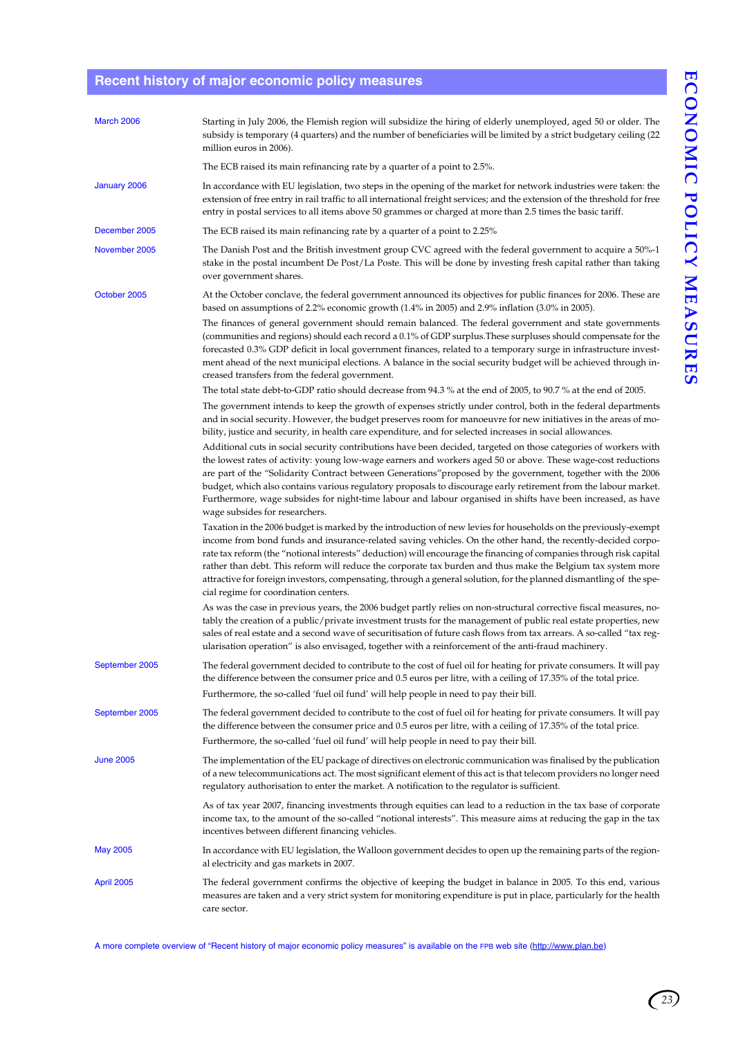## Recent history of major economic policy measures

**March 2006**

Starting in July 2006, the Flemish region will subsidize the hiring of elderly unemployed, aged 50 or older. The subsidy is temporary (4 quarters) and the number of beneficiaries will be limited by a strict budgetary ceiling (22 million euros in 2006).

The ECB raised its main refinancing rate by a quarter of a point to 2.5%.

**January 2006**

In accordance with EU legislation, two steps in the opening of the market for network industries were taken: the extension of free entry in rail traffic to all international freight services; and the extension of the threshold for free entry in postal services to all items above 50 grammes or charged at more than 2.5 times the basic tariff.

**December 2005**

The ECB raised its main refinancing rate by a quarter of a point to 2.25%

**November 2005**

The Danish Post and the British investment group CVC agreed with the federal government to acquire a 50%-1 stake in the postal incumbent De Post/La Poste. This will be done by investing fresh capital rather than taking over government shares.

**October 2005**

At the October conclave, the federal government announced its objectives for public finances for 2006. These are based on assumptions of 2.2% economic growth (1.4% in 2005) and 2.9% inflation (3.0% in 2005).

The finances of general government should remain balanced. The federal government and state governments (communities and regions) should each record a 0.1% of GDP surplus.These surpluses should compensate for the forecasted 0.3% GDP deficit in local government finances, related to a temporary surge in infrastructure investment ahead of the next municipal elections. A balance in the social security budget will be achieved through increased transfers from the federal government.

The total state debt-to-GDP ratio should decrease from 94.3 % at the end of 2005, to 90.7 % at the end of 2005.

The government intends to keep the growth of expenses strictly under control, both in the federal departments and in social security. However, the budget preserves room for manoeuvre for new initiatives in the areas of mobility, justice and security, in health care expenditure, and for selected increases in social allowances.

Additional cuts in social security contributions have been decided, targeted on those categories of workers with the lowest rates of activity: young low-wage earners and workers aged 50 or above. These wage-cost reductions are part of the "Solidarity Contract between Generations"proposed by the government, together with the 2006 budget, which also contains various regulatory proposals to discourage early retirement from the labour market. Furthermore, wage subsides for night-time labour and labour organised in shifts have been increased, as have wage subsides for researchers.

Taxation in the 2006 budget is marked by the introduction of new levies for households on the previously-exempt income from bond funds and insurance-related saving vehicles. On the other hand, the recently-decided corporate tax reform (the "notional interests" deduction) will encourage the financing of companies through risk capital rather than debt. This reform will reduce the corporate tax burden and thus make the Belgium tax system more attractive for foreign investors, compensating, through a general solution, for the planned dismantling of the special regime for coordination centers.

As was the case in previous years, the 2006 budget partly relies on non-structural corrective fiscal measures, notably the creation of a public/private investment trusts for the management of public real estate properties, new sales of real estate and a second wave of securitisation of future cash flows from tax arrears. A so-called "tax regularisation operation" is also envisaged, together with a reinforcement of the anti-fraud machinery.

**September 2005**

The federal government decided to contribute to the cost of fuel oil for heating for private consumers. It will pay the difference between the consumer price and 0.5 euros per litre, with a ceiling of 17.35% of the total price.

Furthermore, the so-called 'fuel oil fund' will help people in need to pay their bill.

**September 2005**

The federal government decided to contribute to the cost of fuel oil for heating for private consumers. It will pay the difference between the consumer price and 0.5 euros per litre, with a ceiling of 17.35% of the total price.

Furthermore, the so-called 'fuel oil fund' will help people in need to pay their bill.

**June 2005**

The implementation of the EU package of directives on electronic communication was finalised by the publication of a new telecommunications act. The most significant element of this act is that telecom providers no longer need regulatory authorisation to enter the market. A notification to the regulator is sufficient.

As of tax year 2007, financing investments through equities can lead to a reduction in the tax base of corporate income tax, to the amount of the so-called "notional interests". This measure aims at reducing the gap in the tax incentives between different financing vehicles.

**May 2005**

In accordance with EU legislation, the Walloon government decides to open up the remaining parts of the regional electricity and gas markets in 2007.

**April 2005**

The federal government confirms the objective of keeping the budget in balance in 2005. To this end, various measures are taken and a very strict system for monitoring expenditure is put in place, particularly for the health care sector.

A more complete overview of "Recent history of major economic policy measures" is available on the FPB web site (http://www.plan.be)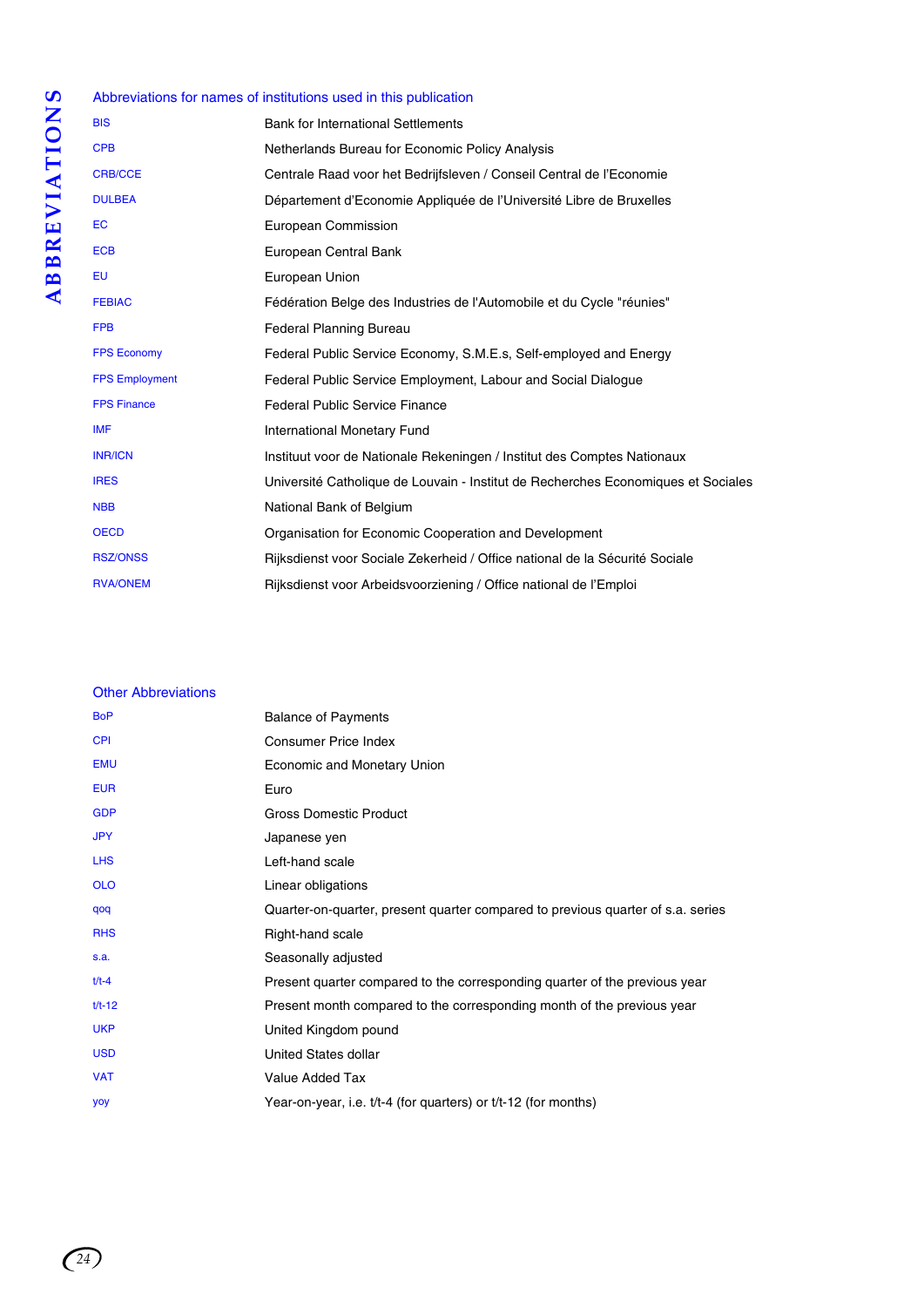# ABBREVIATIONS

## Abbreviations for names of institutions used in this publication

| | |
|---|---|
| BIS | Bank for International Settlements |
| CPB | Netherlands Bureau for Economic Policy Analysis |
| CRB/CCE | Centrale Raad voor het Bedrijfsleven / Conseil Central de l'Economie |
| DULBEA | Département d'Economie Appliquée de l'Université Libre de Bruxelles |
| EC | European Commission |
| ECB | European Central Bank |
| EU | European Union |
| FEBIAC | Fédération Belge des Industries de l'Automobile et du Cycle "réunies" |
| FPB | Federal Planning Bureau |
| FPS Economy | Federal Public Service Economy, S.M.E.s, Self-employed and Energy |
| FPS Employment | Federal Public Service Employment, Labour and Social Dialogue |
| FPS Finance | Federal Public Service Finance |
| IMF | International Monetary Fund |
| INR/ICN | Instituut voor de Nationale Rekeningen / Institut des Comptes Nationaux |
| IRES | Université Catholique de Louvain - Institut de Recherches Economiques et Sociales |
| NBB | National Bank of Belgium |
| OECD | Organisation for Economic Cooperation and Development |
| RSZ/ONSS | Rijksdienst voor Sociale Zekerheid / Office national de la Sécurité Sociale |
| RVA/ONEM | Rijksdienst voor Arbeidsvoorziening / Office national de l'Emploi |

## Other Abbreviations

| | |
|---|---|
| BoP | Balance of Payments |
| CPI | Consumer Price Index |
| EMU | Economic and Monetary Union |
| EUR | Euro |
| GDP | Gross Domestic Product |
| JPY | Japanese yen |
| LHS | Left-hand scale |
| OLO | Linear obligations |
| qoq | Quarter-on-quarter, present quarter compared to previous quarter of s.a. series |
| RHS | Right-hand scale |
| s.a. | Seasonally adjusted |
| t/t-4 | Present quarter compared to the corresponding quarter of the previous year |
| t/t-12 | Present month compared to the corresponding month of the previous year |
| UKP | United Kingdom pound |
| USD | United States dollar |
| VAT | Value Added Tax |
| yoy | Year-on-year, i.e. t/t-4 (for quarters) or t/t-12 (for months) |